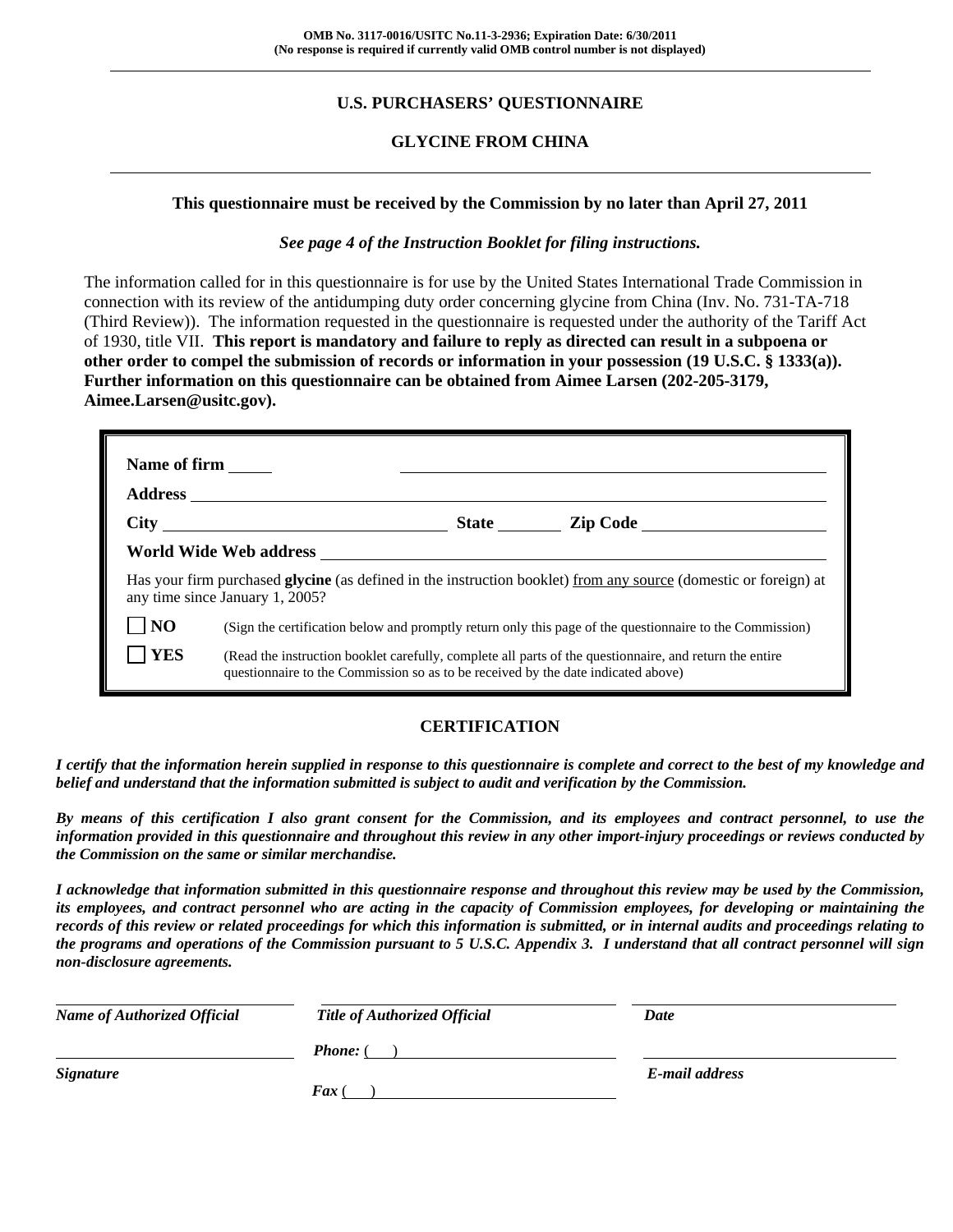**OMB No. 3117-0016/USITC No.11-3-2936; Expiration Date: 6/30/2011**
**(No response is required if currently valid OMB control number is not displayed)**

---

## U.S. PURCHASERS' QUESTIONNAIRE

## GLYCINE FROM CHINA

---

**This questionnaire must be received by the Commission by no later than April 27, 2011**

***See page 4 of the Instruction Booklet for filing instructions.***

The information called for in this questionnaire is for use by the United States International Trade Commission in connection with its review of the antidumping duty order concerning glycine from China (Inv. No. 731-TA-718 (Third Review)). The information requested in the questionnaire is requested under the authority of the Tariff Act of 1930, title VII. **This report is mandatory and failure to reply as directed can result in a subpoena or other order to compel the submission of records or information in your possession (19 U.S.C. § 1333(a)). Further information on this questionnaire can be obtained from Aimee Larsen (202-205-3179, Aimee.Larsen@usitc.gov).**

**Name of firm** ______________________________

**Address** ______________________________

**City** ______________ **State** ________ **Zip Code** ______________

**World Wide Web address** ______________________________

Has your firm purchased **glycine** (as defined in the instruction booklet) from any source (domestic or foreign) at any time since January 1, 2005?

☐ **NO** (Sign the certification below and promptly return only this page of the questionnaire to the Commission)

☐ **YES** (Read the instruction booklet carefully, complete all parts of the questionnaire, and return the entire questionnaire to the Commission so as to be received by the date indicated above)

### CERTIFICATION

***I certify that the information herein supplied in response to this questionnaire is complete and correct to the best of my knowledge and belief and understand that the information submitted is subject to audit and verification by the Commission.***

***By means of this certification I also grant consent for the Commission, and its employees and contract personnel, to use the information provided in this questionnaire and throughout this review in any other import-injury proceedings or reviews conducted by the Commission on the same or similar merchandise.***

***I acknowledge that information submitted in this questionnaire response and throughout this review may be used by the Commission, its employees, and contract personnel who are acting in the capacity of Commission employees, for developing or maintaining the records of this review or related proceedings for which this information is submitted, or in internal audits and proceedings relating to the programs and operations of the Commission pursuant to 5 U.S.C. Appendix 3. I understand that all contract personnel will sign non-disclosure agreements.***

| ______________________________ | ______________________________ | ______________________________ |
|---|---|---|
| ***Name of Authorized Official*** | ***Title of Authorized Official*** | ***Date*** |
| ______________________________ | ***Phone:*** (   ) ______________ | ______________________________ |
| ***Signature*** | ***Fax*** (   ) ______________ | ***E-mail address*** |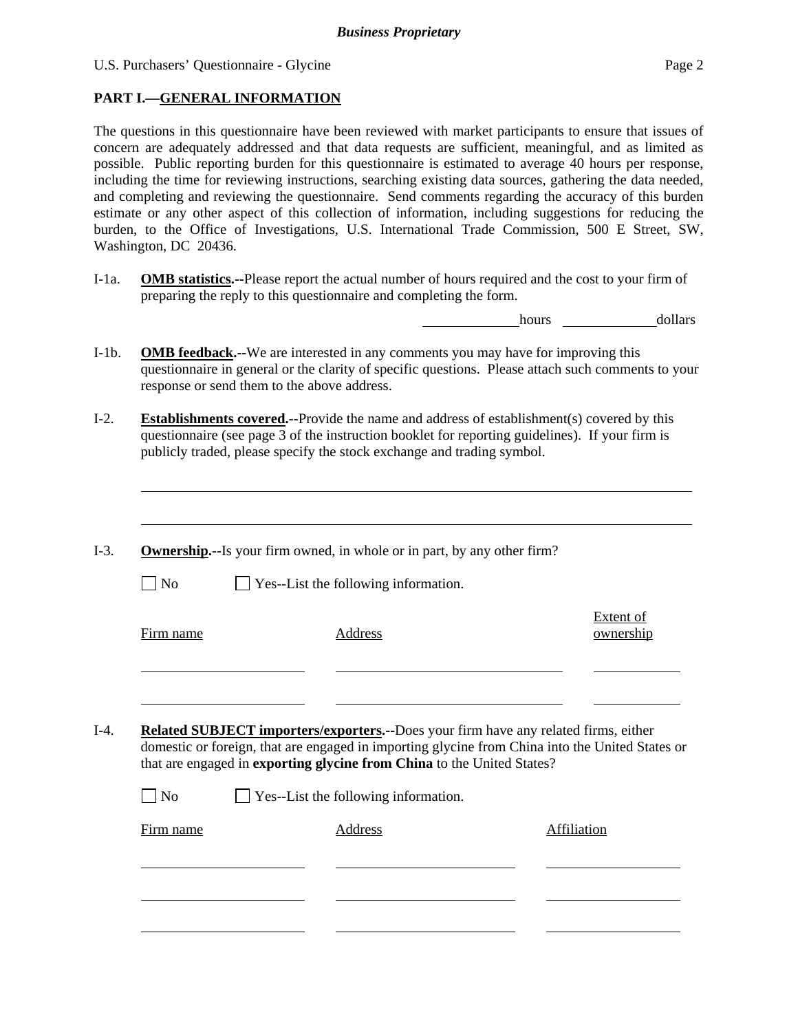## PART I.—GENERAL INFORMATION

The questions in this questionnaire have been reviewed with market participants to ensure that issues of concern are adequately addressed and that data requests are sufficient, meaningful, and as limited as possible. Public reporting burden for this questionnaire is estimated to average 40 hours per response, including the time for reviewing instructions, searching existing data sources, gathering the data needed, and completing and reviewing the questionnaire. Send comments regarding the accuracy of this burden estimate or any other aspect of this collection of information, including suggestions for reducing the burden, to the Office of Investigations, U.S. International Trade Commission, 500 E Street, SW, Washington, DC 20436.

I-1a. **OMB statistics.--**Please report the actual number of hours required and the cost to your firm of preparing the reply to this questionnaire and completing the form.

_____________ hours _____________ dollars

I-1b. **OMB feedback.--**We are interested in any comments you may have for improving this questionnaire in general or the clarity of specific questions. Please attach such comments to your response or send them to the above address.

I-2. **Establishments covered.--**Provide the name and address of establishment(s) covered by this questionnaire (see page 3 of the instruction booklet for reporting guidelines). If your firm is publicly traded, please specify the stock exchange and trading symbol.

________________________________________________________________________

________________________________________________________________________

I-3. **Ownership.--**Is your firm owned, in whole or in part, by any other firm?

☐ No ☐ Yes--List the following information.

| Firm name | Address | Extent of ownership |
|---|---|---|
| | | |
| | | |

I-4. **Related SUBJECT importers/exporters.--**Does your firm have any related firms, either domestic or foreign, that are engaged in importing glycine from China into the United States or that are engaged in **exporting glycine from China** to the United States?

☐ No ☐ Yes--List the following information.

| Firm name | Address | Affiliation |
|---|---|---|
| | | |
| | | |
| | | |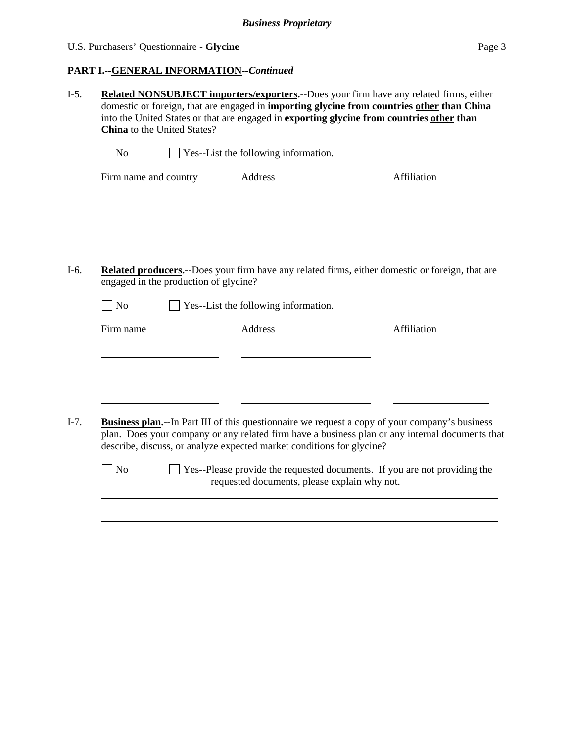**PART I.--GENERAL INFORMATION--*Continued***

I-5. **Related NONSUBJECT importers/exporters.--**Does your firm have any related firms, either domestic or foreign, that are engaged in **importing glycine from countries other than China** into the United States or that are engaged in **exporting glycine from countries other than China** to the United States?

☐ No ☐ Yes--List the following information.

| Firm name and country | Address | Affiliation |
|---|---|---|
| | | |
| | | |
| | | |

I-6. **Related producers.--**Does your firm have any related firms, either domestic or foreign, that are engaged in the production of glycine?

☐ No ☐ Yes--List the following information.

| Firm name | Address | Affiliation |
|---|---|---|
| | | |
| | | |
| | | |

I-7. **Business plan.--**In Part III of this questionnaire we request a copy of your company's business plan. Does your company or any related firm have a business plan or any internal documents that describe, discuss, or analyze expected market conditions for glycine?

☐ No ☐ Yes--Please provide the requested documents. If you are not providing the requested documents, please explain why not.

______________________________________________________________________

______________________________________________________________________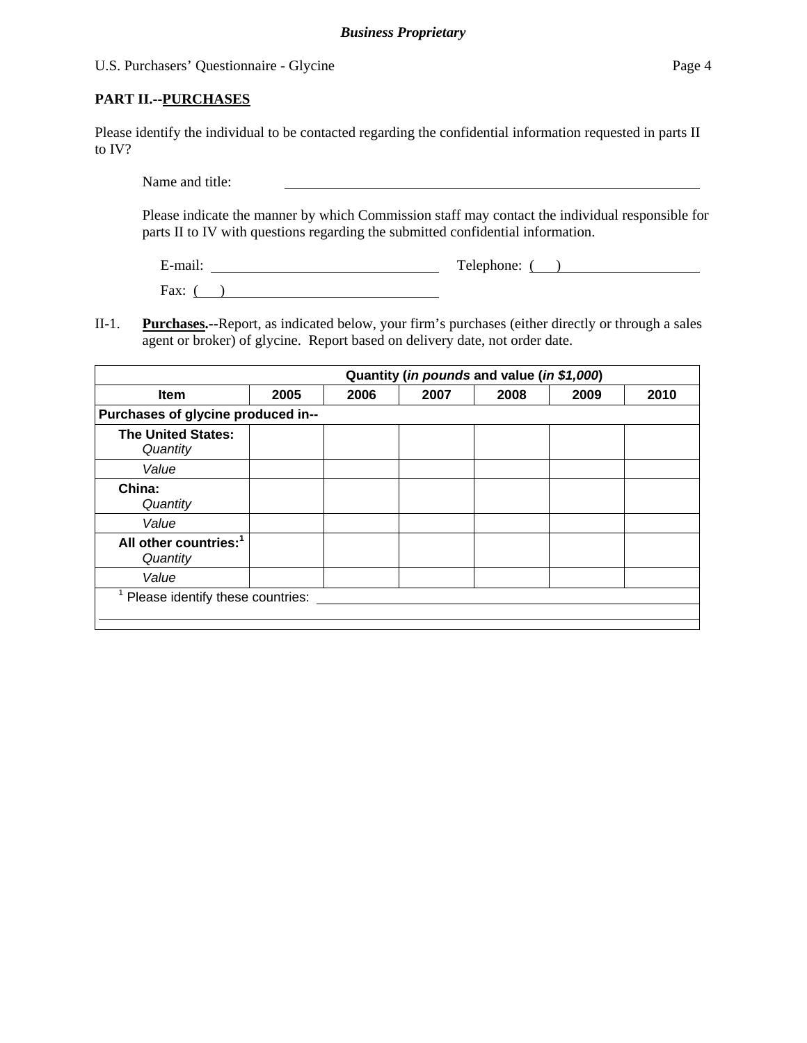**PART II.--PURCHASES**

Please identify the individual to be contacted regarding the confidential information requested in parts II to IV?

Name and title: \_\_\_\_\_\_\_\_\_\_\_\_\_\_\_\_\_\_\_\_\_\_\_\_\_\_\_\_\_\_\_\_\_\_\_\_\_\_\_\_\_\_\_\_\_\_\_\_

Please indicate the manner by which Commission staff may contact the individual responsible for parts II to IV with questions regarding the submitted confidential information.

E-mail: \_\_\_\_\_\_\_\_\_\_\_\_\_\_\_\_\_\_\_\_\_\_\_\_\_\_ Telephone: ( ) \_\_\_\_\_\_\_\_\_\_\_\_\_\_\_\_

Fax: ( ) \_\_\_\_\_\_\_\_\_\_\_\_\_\_\_\_\_\_\_\_\_\_\_\_\_\_

II-1. **Purchases.**--Report, as indicated below, your firm's purchases (either directly or through a sales agent or broker) of glycine. Report based on delivery date, not order date.

| | Quantity (*in pounds* and value (*in $1,000*) | | | | | |
|---|---|---|---|---|---|---|
| **Item** | **2005** | **2006** | **2007** | **2008** | **2009** | **2010** |
| **Purchases of glycine produced in--** | | | | | | |
| **The United States:** *Quantity* | | | | | | |
| *Value* | | | | | | |
| **China:** *Quantity* | | | | | | |
| *Value* | | | | | | |
| **All other countries:**[1] *Quantity* | | | | | | |
| *Value* | | | | | | |

[1] Please identify these countries: \_\_\_\_\_\_\_\_\_\_\_\_\_\_\_\_\_\_\_\_\_\_\_\_\_\_\_\_\_\_\_\_\_\_\_\_\_\_\_\_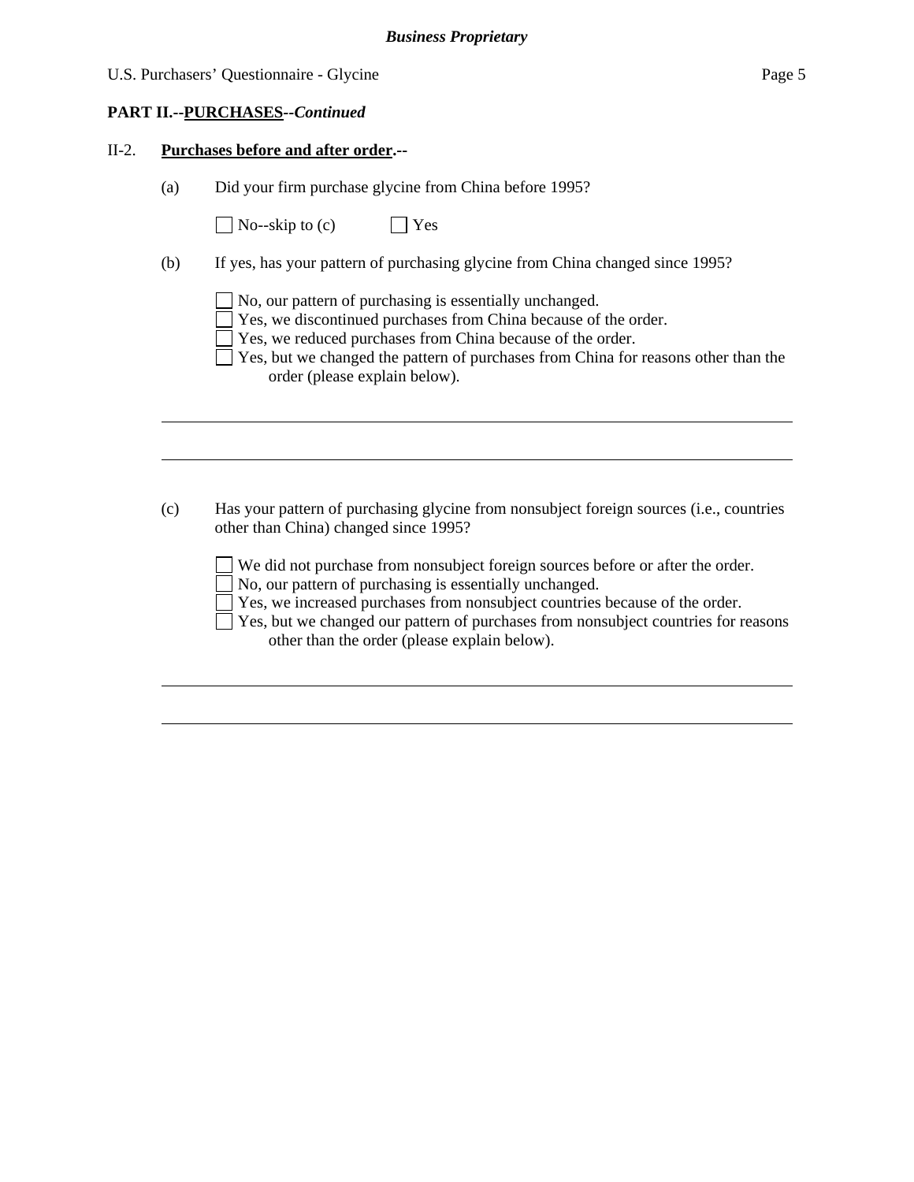**PART II.--PURCHASES--*Continued***

II-2. **Purchases before and after order.--**

(a) Did your firm purchase glycine from China before 1995?

☐ No--skip to (c)  ☐ Yes

(b) If yes, has your pattern of purchasing glycine from China changed since 1995?

☐ No, our pattern of purchasing is essentially unchanged.
☐ Yes, we discontinued purchases from China because of the order.
☐ Yes, we reduced purchases from China because of the order.
☐ Yes, but we changed the pattern of purchases from China for reasons other than the order (please explain below).

\_\_\_\_\_\_\_\_\_\_\_\_\_\_\_\_\_\_\_\_\_\_\_\_\_\_\_\_\_\_\_\_\_\_\_\_\_\_\_\_\_\_\_\_\_\_\_\_\_\_\_\_\_\_\_\_\_\_\_\_\_\_\_\_\_\_\_\_\_\_\_\_\_\_\_\_

\_\_\_\_\_\_\_\_\_\_\_\_\_\_\_\_\_\_\_\_\_\_\_\_\_\_\_\_\_\_\_\_\_\_\_\_\_\_\_\_\_\_\_\_\_\_\_\_\_\_\_\_\_\_\_\_\_\_\_\_\_\_\_\_\_\_\_\_\_\_\_\_\_\_\_\_

(c) Has your pattern of purchasing glycine from nonsubject foreign sources (i.e., countries other than China) changed since 1995?

☐ We did not purchase from nonsubject foreign sources before or after the order.
☐ No, our pattern of purchasing is essentially unchanged.
☐ Yes, we increased purchases from nonsubject countries because of the order.
☐ Yes, but we changed our pattern of purchases from nonsubject countries for reasons other than the order (please explain below).

\_\_\_\_\_\_\_\_\_\_\_\_\_\_\_\_\_\_\_\_\_\_\_\_\_\_\_\_\_\_\_\_\_\_\_\_\_\_\_\_\_\_\_\_\_\_\_\_\_\_\_\_\_\_\_\_\_\_\_\_\_\_\_\_\_\_\_\_\_\_\_\_\_\_\_\_

\_\_\_\_\_\_\_\_\_\_\_\_\_\_\_\_\_\_\_\_\_\_\_\_\_\_\_\_\_\_\_\_\_\_\_\_\_\_\_\_\_\_\_\_\_\_\_\_\_\_\_\_\_\_\_\_\_\_\_\_\_\_\_\_\_\_\_\_\_\_\_\_\_\_\_\_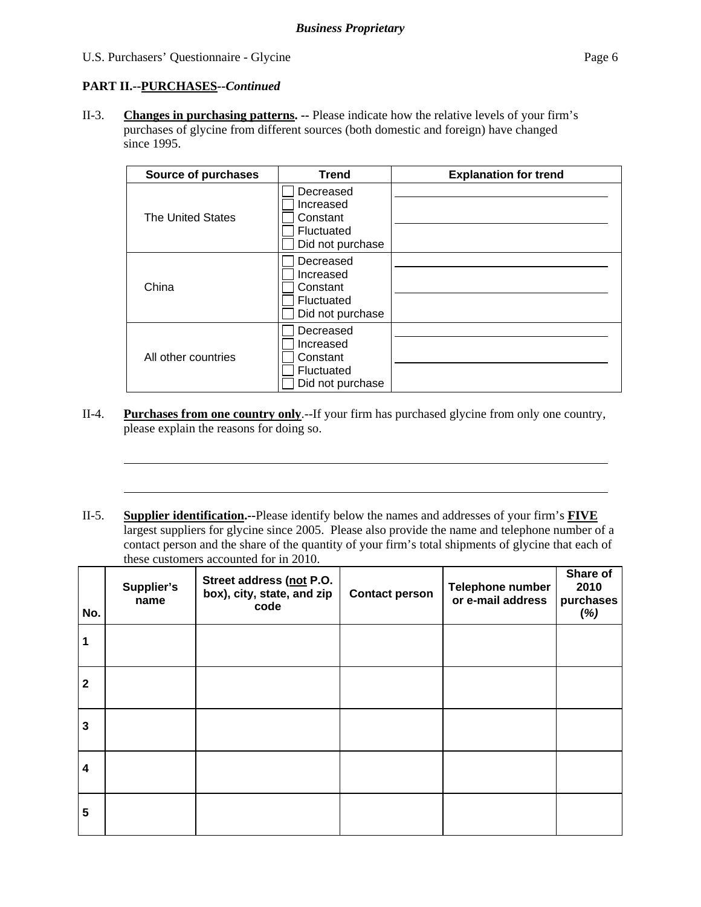*Business Proprietary*

U.S. Purchasers' Questionnaire - Glycine

**PART II.--PURCHASES--*Continued***

II-3. **Changes in purchasing patterns. --** Please indicate how the relative levels of your firm's purchases of glycine from different sources (both domestic and foreign) have changed since 1995.

| Source of purchases | Trend | Explanation for trend |
|---|---|---|
| The United States | ☐ Decreased<br>☐ Increased<br>☐ Constant<br>☐ Fluctuated<br>☐ Did not purchase | |
| China | ☐ Decreased<br>☐ Increased<br>☐ Constant<br>☐ Fluctuated<br>☐ Did not purchase | |
| All other countries | ☐ Decreased<br>☐ Increased<br>☐ Constant<br>☐ Fluctuated<br>☐ Did not purchase | |

II-4. **Purchases from one country only**.--If your firm has purchased glycine from only one country, please explain the reasons for doing so.

_______________________________________________

_______________________________________________

II-5. **Supplier identification.--**Please identify below the names and addresses of your firm's **FIVE** largest suppliers for glycine since 2005. Please also provide the name and telephone number of a contact person and the share of the quantity of your firm's total shipments of glycine that each of these customers accounted for in 2010.

| No. | Supplier's name | Street address (not P.O. box), city, state, and zip code | Contact person | Telephone number or e-mail address | Share of 2010 purchases *(%)* |
|---|---|---|---|---|---|
| 1 | | | | | |
| 2 | | | | | |
| 3 | | | | | |
| 4 | | | | | |
| 5 | | | | | |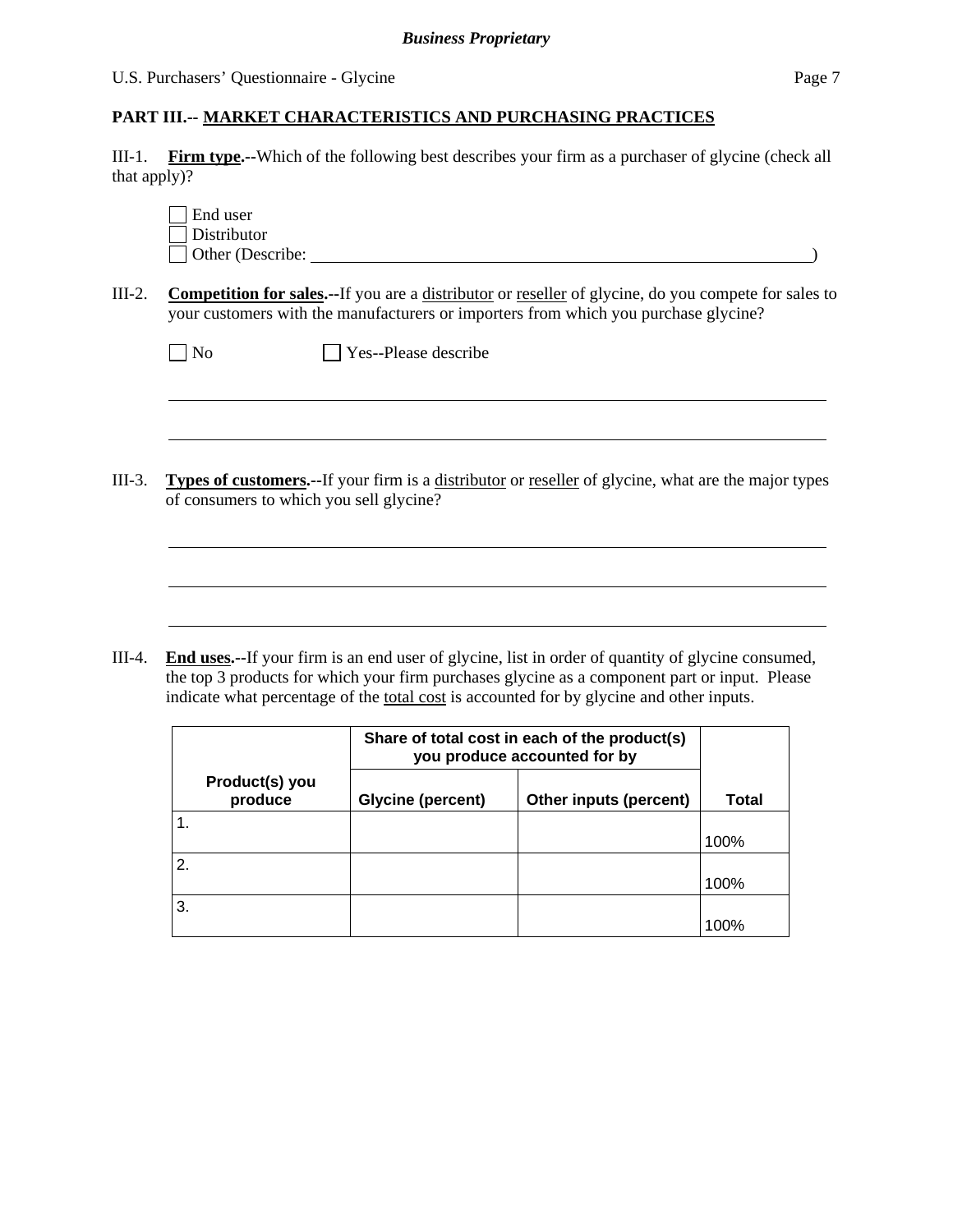## PART III.-- MARKET CHARACTERISTICS AND PURCHASING PRACTICES

III-1. **Firm type.**--Which of the following best describes your firm as a purchaser of glycine (check all that apply)?

☐ End user
☐ Distributor
☐ Other (Describe: ____________________________________________)

III-2. **Competition for sales.**--If you are a distributor or reseller of glycine, do you compete for sales to your customers with the manufacturers or importers from which you purchase glycine?

☐ No ☐ Yes--Please describe

______________________________________________________________________

______________________________________________________________________

III-3. **Types of customers.**--If your firm is a distributor or reseller of glycine, what are the major types of consumers to which you sell glycine?

______________________________________________________________________

______________________________________________________________________

______________________________________________________________________

III-4. **End uses.**--If your firm is an end user of glycine, list in order of quantity of glycine consumed, the top 3 products for which your firm purchases glycine as a component part or input. Please indicate what percentage of the total cost is accounted for by glycine and other inputs.

| Product(s) you produce | Share of total cost in each of the product(s) you produce accounted for by | | Total |
|---|---|---|---|
| | Glycine (percent) | Other inputs (percent) | |
| 1. | | | 100% |
| 2. | | | 100% |
| 3. | | | 100% |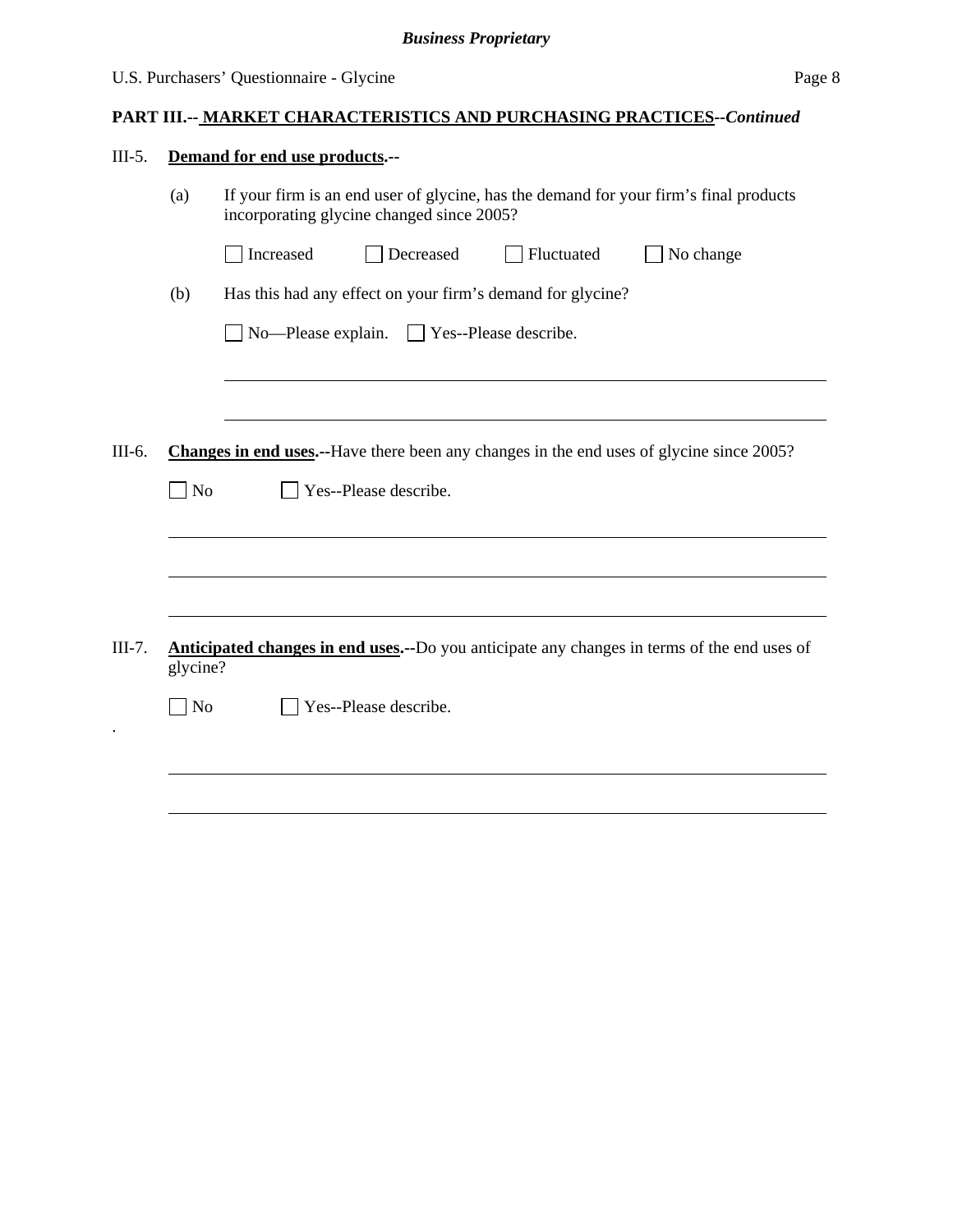**PART III.-- MARKET CHARACTERISTICS AND PURCHASING PRACTICES--*Continued***

III-5. **Demand for end use products.--**

(a) If your firm is an end user of glycine, has the demand for your firm's final products incorporating glycine changed since 2005?

☐ Increased ☐ Decreased ☐ Fluctuated ☐ No change

(b) Has this had any effect on your firm's demand for glycine?

☐ No—Please explain. ☐ Yes--Please describe.

______________________________________________________________________

______________________________________________________________________

III-6. **Changes in end uses.--**Have there been any changes in the end uses of glycine since 2005?

☐ No ☐ Yes--Please describe.

______________________________________________________________________

______________________________________________________________________

______________________________________________________________________

III-7. **Anticipated changes in end uses.--**Do you anticipate any changes in terms of the end uses of glycine?

☐ No ☐ Yes--Please describe.

______________________________________________________________________

______________________________________________________________________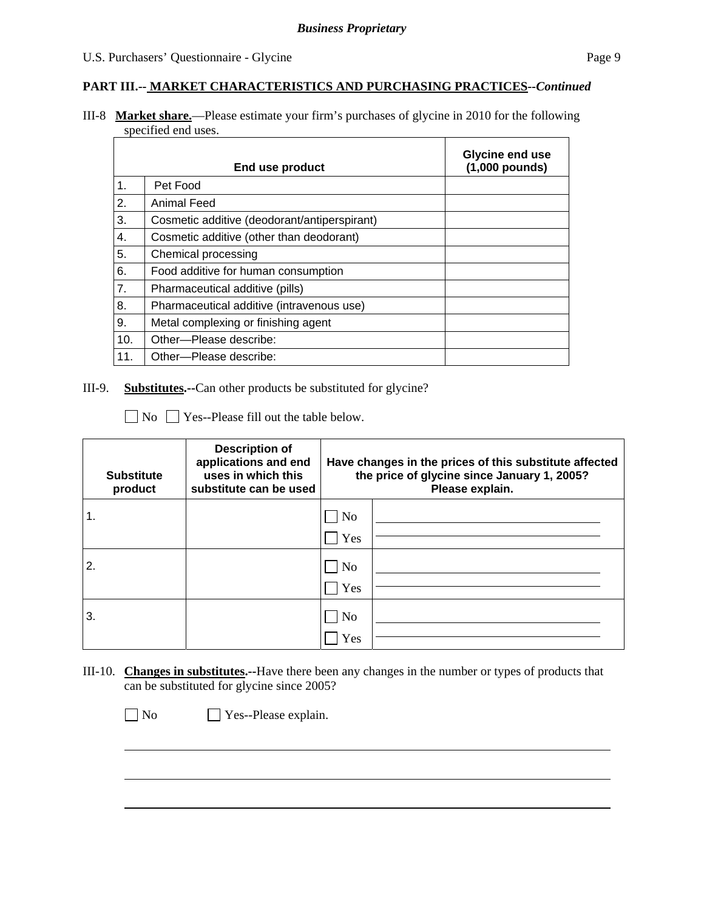**PART III.-- MARKET CHARACTERISTICS AND PURCHASING PRACTICES--*Continued***

III-8 **Market share.**—Please estimate your firm's purchases of glycine in 2010 for the following specified end uses.

| | End use product | Glycine end use (1,000 pounds) |
|---|---|---|
| 1. | Pet Food | |
| 2. | Animal Feed | |
| 3. | Cosmetic additive (deodorant/antiperspirant) | |
| 4. | Cosmetic additive (other than deodorant) | |
| 5. | Chemical processing | |
| 6. | Food additive for human consumption | |
| 7. | Pharmaceutical additive (pills) | |
| 8. | Pharmaceutical additive (intravenous use) | |
| 9. | Metal complexing or finishing agent | |
| 10. | Other—Please describe: | |
| 11. | Other—Please describe: | |

III-9. **Substitutes.**--Can other products be substituted for glycine?

☐ No ☐ Yes--Please fill out the table below.

| Substitute product | Description of applications and end uses in which this substitute can be used | Have changes in the prices of this substitute affected the price of glycine since January 1, 2005? Please explain. | |
|---|---|---|---|
| 1. | | ☐ No ☐ Yes | |
| 2. | | ☐ No ☐ Yes | |
| 3. | | ☐ No ☐ Yes | |

III-10. **Changes in substitutes.**--Have there been any changes in the number or types of products that can be substituted for glycine since 2005?

☐ No ☐ Yes--Please explain.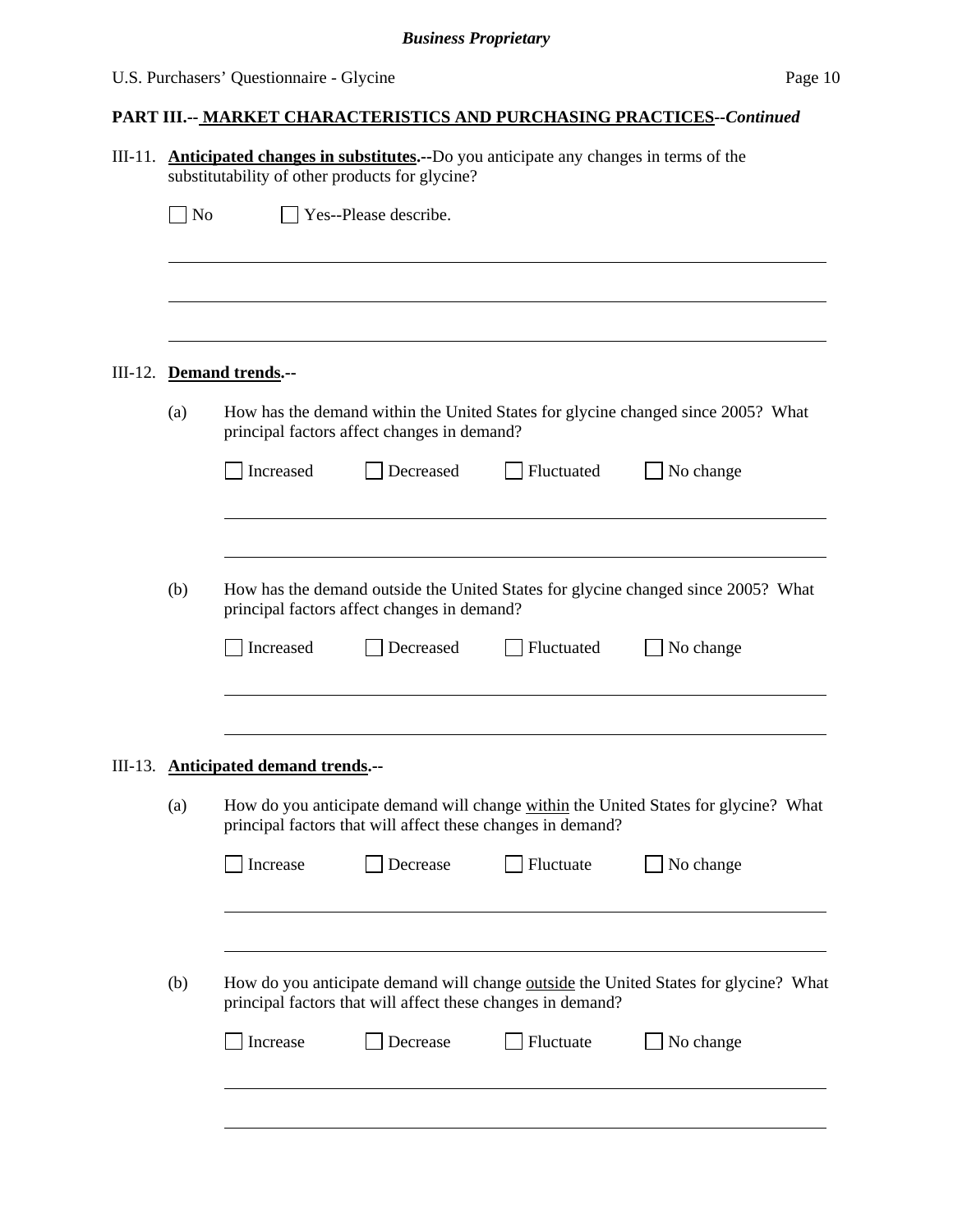**PART III.-- MARKET CHARACTERISTICS AND PURCHASING PRACTICES--*Continued***

III-11. **Anticipated changes in substitutes.--**Do you anticipate any changes in terms of the substitutability of other products for glycine?

☐ No ☐ Yes--Please describe.

\_\_\_\_\_\_\_\_\_\_\_\_\_\_\_\_\_\_\_\_\_\_\_\_\_\_\_\_\_\_\_\_\_\_\_\_\_\_\_\_\_\_\_\_\_\_\_\_\_\_\_\_\_\_\_\_\_\_\_\_

\_\_\_\_\_\_\_\_\_\_\_\_\_\_\_\_\_\_\_\_\_\_\_\_\_\_\_\_\_\_\_\_\_\_\_\_\_\_\_\_\_\_\_\_\_\_\_\_\_\_\_\_\_\_\_\_\_\_\_\_

\_\_\_\_\_\_\_\_\_\_\_\_\_\_\_\_\_\_\_\_\_\_\_\_\_\_\_\_\_\_\_\_\_\_\_\_\_\_\_\_\_\_\_\_\_\_\_\_\_\_\_\_\_\_\_\_\_\_\_\_

III-12. **Demand trends.--**

(a) How has the demand within the United States for glycine changed since 2005? What principal factors affect changes in demand?

☐ Increased ☐ Decreased ☐ Fluctuated ☐ No change

\_\_\_\_\_\_\_\_\_\_\_\_\_\_\_\_\_\_\_\_\_\_\_\_\_\_\_\_\_\_\_\_\_\_\_\_\_\_\_\_\_\_\_\_\_\_\_\_\_\_\_\_\_\_\_\_\_\_\_\_

\_\_\_\_\_\_\_\_\_\_\_\_\_\_\_\_\_\_\_\_\_\_\_\_\_\_\_\_\_\_\_\_\_\_\_\_\_\_\_\_\_\_\_\_\_\_\_\_\_\_\_\_\_\_\_\_\_\_\_\_

(b) How has the demand outside the United States for glycine changed since 2005? What principal factors affect changes in demand?

☐ Increased ☐ Decreased ☐ Fluctuated ☐ No change

\_\_\_\_\_\_\_\_\_\_\_\_\_\_\_\_\_\_\_\_\_\_\_\_\_\_\_\_\_\_\_\_\_\_\_\_\_\_\_\_\_\_\_\_\_\_\_\_\_\_\_\_\_\_\_\_\_\_\_\_

\_\_\_\_\_\_\_\_\_\_\_\_\_\_\_\_\_\_\_\_\_\_\_\_\_\_\_\_\_\_\_\_\_\_\_\_\_\_\_\_\_\_\_\_\_\_\_\_\_\_\_\_\_\_\_\_\_\_\_\_

III-13. **Anticipated demand trends.--**

(a) How do you anticipate demand will change <u>within</u> the United States for glycine? What principal factors that will affect these changes in demand?

☐ Increase ☐ Decrease ☐ Fluctuate ☐ No change

\_\_\_\_\_\_\_\_\_\_\_\_\_\_\_\_\_\_\_\_\_\_\_\_\_\_\_\_\_\_\_\_\_\_\_\_\_\_\_\_\_\_\_\_\_\_\_\_\_\_\_\_\_\_\_\_\_\_\_\_

\_\_\_\_\_\_\_\_\_\_\_\_\_\_\_\_\_\_\_\_\_\_\_\_\_\_\_\_\_\_\_\_\_\_\_\_\_\_\_\_\_\_\_\_\_\_\_\_\_\_\_\_\_\_\_\_\_\_\_\_

(b) How do you anticipate demand will change <u>outside</u> the United States for glycine? What principal factors that will affect these changes in demand?

☐ Increase ☐ Decrease ☐ Fluctuate ☐ No change

\_\_\_\_\_\_\_\_\_\_\_\_\_\_\_\_\_\_\_\_\_\_\_\_\_\_\_\_\_\_\_\_\_\_\_\_\_\_\_\_\_\_\_\_\_\_\_\_\_\_\_\_\_\_\_\_\_\_\_\_

\_\_\_\_\_\_\_\_\_\_\_\_\_\_\_\_\_\_\_\_\_\_\_\_\_\_\_\_\_\_\_\_\_\_\_\_\_\_\_\_\_\_\_\_\_\_\_\_\_\_\_\_\_\_\_\_\_\_\_\_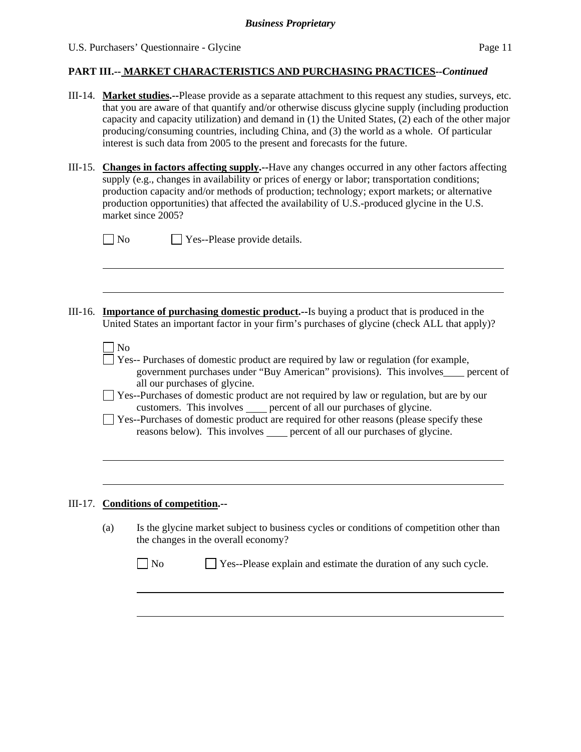## PART III.-- MARKET CHARACTERISTICS AND PURCHASING PRACTICES--*Continued*

III-14. **Market studies.--**Please provide as a separate attachment to this request any studies, surveys, etc. that you are aware of that quantify and/or otherwise discuss glycine supply (including production capacity and capacity utilization) and demand in (1) the United States, (2) each of the other major producing/consuming countries, including China, and (3) the world as a whole. Of particular interest is such data from 2005 to the present and forecasts for the future.

III-15. **Changes in factors affecting supply.--**Have any changes occurred in any other factors affecting supply (e.g., changes in availability or prices of energy or labor; transportation conditions; production capacity and/or methods of production; technology; export markets; or alternative production opportunities) that affected the availability of U.S.-produced glycine in the U.S. market since 2005?

☐ No ☐ Yes--Please provide details.

\_\_\_\_\_\_\_\_\_\_\_\_\_\_\_\_\_\_\_\_\_\_\_\_\_\_\_\_\_\_\_\_\_\_\_\_\_\_\_\_\_\_\_\_\_\_\_\_\_\_\_\_\_\_\_\_\_\_\_\_

\_\_\_\_\_\_\_\_\_\_\_\_\_\_\_\_\_\_\_\_\_\_\_\_\_\_\_\_\_\_\_\_\_\_\_\_\_\_\_\_\_\_\_\_\_\_\_\_\_\_\_\_\_\_\_\_\_\_\_\_

III-16. **Importance of purchasing domestic product.--**Is buying a product that is produced in the United States an important factor in your firm's purchases of glycine (check ALL that apply)?

☐ No

☐ Yes-- Purchases of domestic product are required by law or regulation (for example, government purchases under "Buy American" provisions). This involves\_\_\_\_ percent of all our purchases of glycine.

☐ Yes--Purchases of domestic product are not required by law or regulation, but are by our customers. This involves \_\_\_\_ percent of all our purchases of glycine.

☐ Yes--Purchases of domestic product are required for other reasons (please specify these reasons below). This involves \_\_\_\_ percent of all our purchases of glycine.

\_\_\_\_\_\_\_\_\_\_\_\_\_\_\_\_\_\_\_\_\_\_\_\_\_\_\_\_\_\_\_\_\_\_\_\_\_\_\_\_\_\_\_\_\_\_\_\_\_\_\_\_\_\_\_\_\_\_\_\_

\_\_\_\_\_\_\_\_\_\_\_\_\_\_\_\_\_\_\_\_\_\_\_\_\_\_\_\_\_\_\_\_\_\_\_\_\_\_\_\_\_\_\_\_\_\_\_\_\_\_\_\_\_\_\_\_\_\_\_\_

III-17. **Conditions of competition.--**

(a) Is the glycine market subject to business cycles or conditions of competition other than the changes in the overall economy?

☐ No ☐ Yes--Please explain and estimate the duration of any such cycle.

\_\_\_\_\_\_\_\_\_\_\_\_\_\_\_\_\_\_\_\_\_\_\_\_\_\_\_\_\_\_\_\_\_\_\_\_\_\_\_\_\_\_\_\_\_\_\_\_\_\_\_\_\_\_\_\_\_\_\_\_

\_\_\_\_\_\_\_\_\_\_\_\_\_\_\_\_\_\_\_\_\_\_\_\_\_\_\_\_\_\_\_\_\_\_\_\_\_\_\_\_\_\_\_\_\_\_\_\_\_\_\_\_\_\_\_\_\_\_\_\_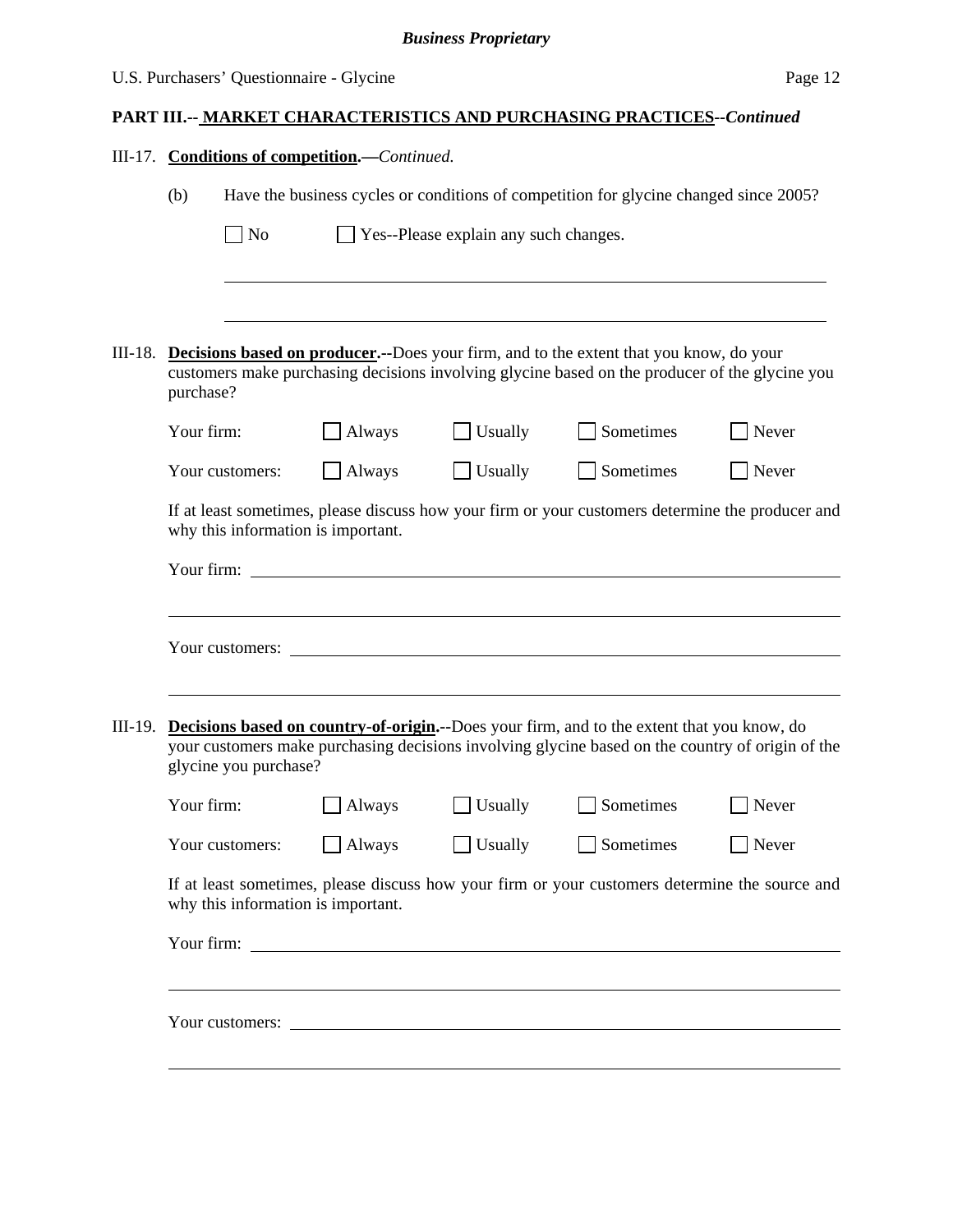**PART III.-- MARKET CHARACTERISTICS AND PURCHASING PRACTICES--*Continued***

III-17. **Conditions of competition.—***Continued.*

(b) Have the business cycles or conditions of competition for glycine changed since 2005?

☐ No ☐ Yes--Please explain any such changes.

______________________________________________________________________

______________________________________________________________________

III-18. **Decisions based on producer.--**Does your firm, and to the extent that you know, do your customers make purchasing decisions involving glycine based on the producer of the glycine you purchase?

| | | | | |
|---|---|---|---|---|
| Your firm: | ☐ Always | ☐ Usually | ☐ Sometimes | ☐ Never |
| Your customers: | ☐ Always | ☐ Usually | ☐ Sometimes | ☐ Never |

If at least sometimes, please discuss how your firm or your customers determine the producer and why this information is important.

Your firm: ______________________________________________________________

______________________________________________________________________

Your customers: __________________________________________________________

______________________________________________________________________

III-19. **Decisions based on country-of-origin.--**Does your firm, and to the extent that you know, do your customers make purchasing decisions involving glycine based on the country of origin of the glycine you purchase?

| | | | | |
|---|---|---|---|---|
| Your firm: | ☐ Always | ☐ Usually | ☐ Sometimes | ☐ Never |
| Your customers: | ☐ Always | ☐ Usually | ☐ Sometimes | ☐ Never |

If at least sometimes, please discuss how your firm or your customers determine the source and why this information is important.

Your firm: ______________________________________________________________

______________________________________________________________________

Your customers: __________________________________________________________

______________________________________________________________________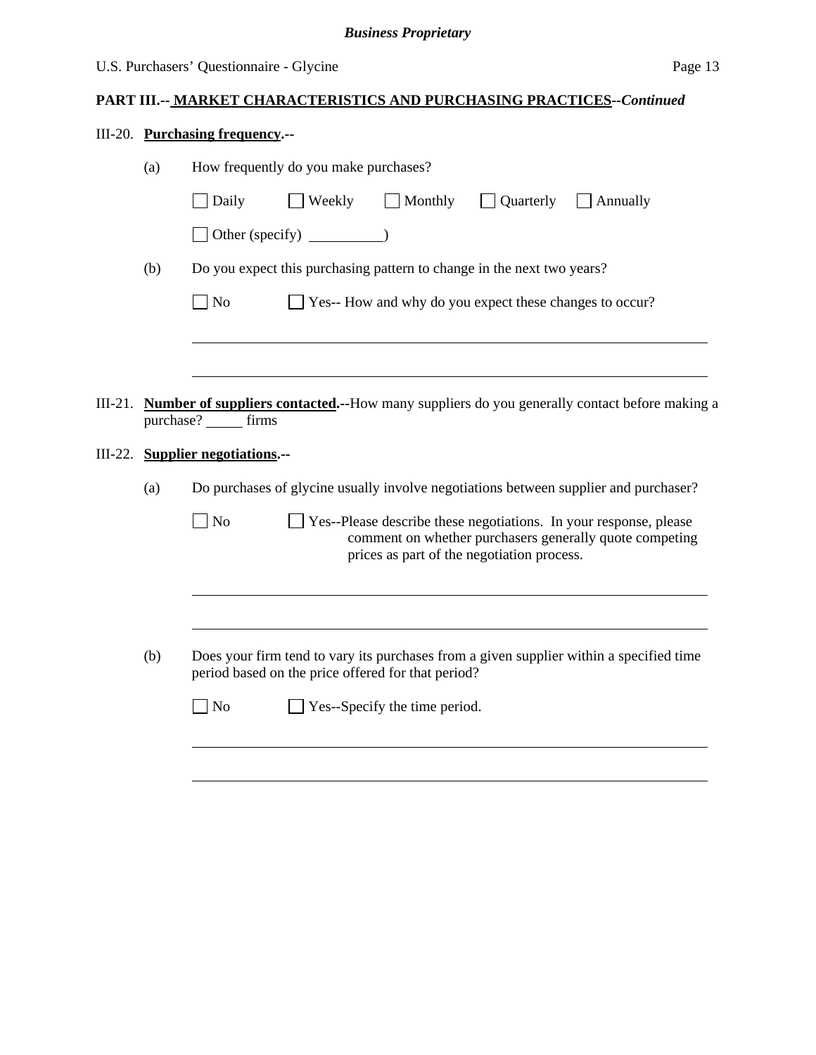**PART III.-- MARKET CHARACTERISTICS AND PURCHASING PRACTICES--*Continued***

III-20. **Purchasing frequency.--**

(a) How frequently do you make purchases?

☐ Daily ☐ Weekly ☐ Monthly ☐ Quarterly ☐ Annually

☐ Other (specify) __________)

(b) Do you expect this purchasing pattern to change in the next two years?

☐ No ☐ Yes-- How and why do you expect these changes to occur?

______________________________________________________________________

______________________________________________________________________

III-21. **Number of suppliers contacted.--**How many suppliers do you generally contact before making a purchase? _____ firms

III-22. **Supplier negotiations.--**

(a) Do purchases of glycine usually involve negotiations between supplier and purchaser?

☐ No ☐ Yes--Please describe these negotiations. In your response, please comment on whether purchasers generally quote competing prices as part of the negotiation process.

______________________________________________________________________

______________________________________________________________________

(b) Does your firm tend to vary its purchases from a given supplier within a specified time period based on the price offered for that period?

☐ No ☐ Yes--Specify the time period.

______________________________________________________________________

______________________________________________________________________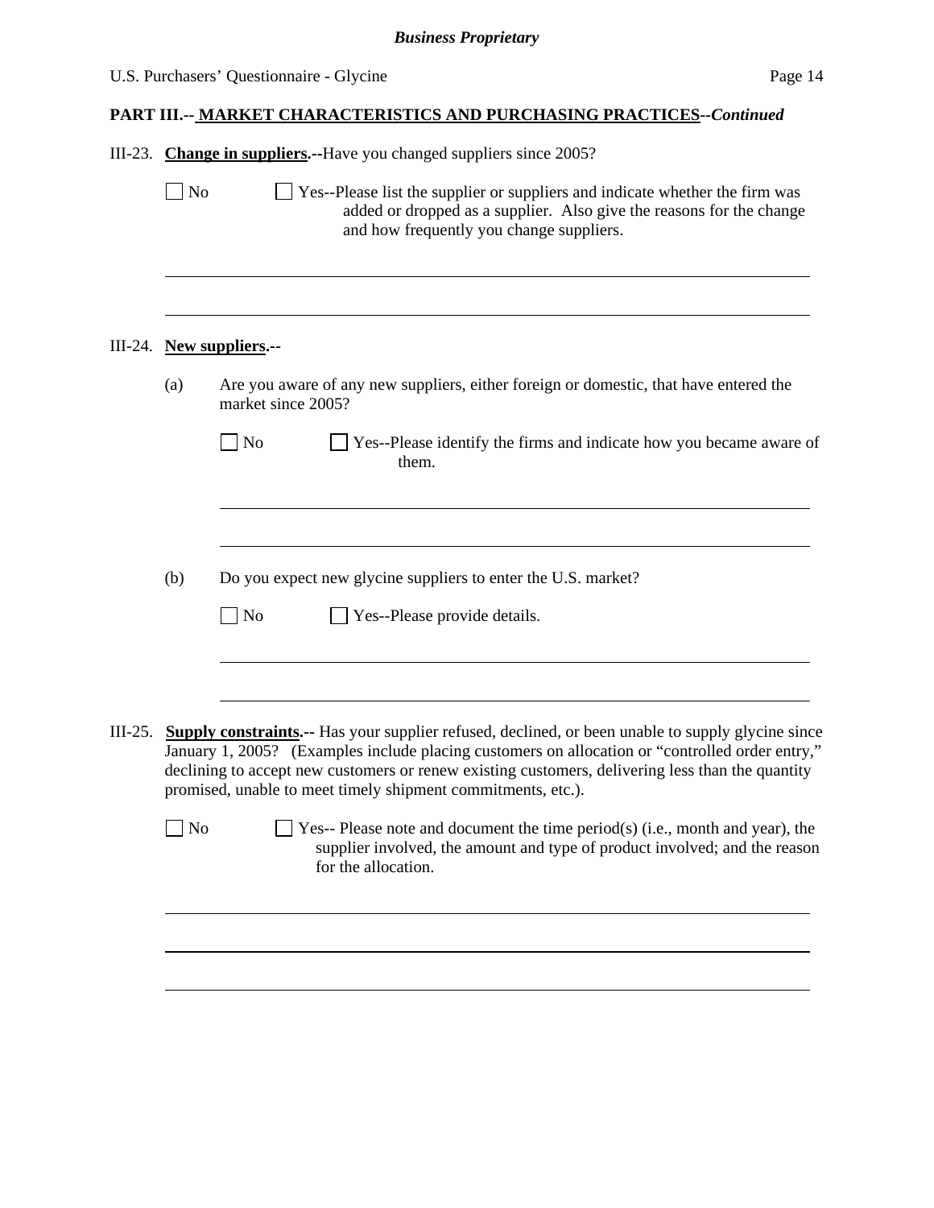**PART III.-- MARKET CHARACTERISTICS AND PURCHASING PRACTICES--*Continued***

III-23. **Change in suppliers.**--Have you changed suppliers since 2005?

☐ No ☐ Yes--Please list the supplier or suppliers and indicate whether the firm was added or dropped as a supplier. Also give the reasons for the change and how frequently you change suppliers.

_______________________________________________________________________________

_______________________________________________________________________________

III-24. **New suppliers.**--

(a) Are you aware of any new suppliers, either foreign or domestic, that have entered the market since 2005?

☐ No ☐ Yes--Please identify the firms and indicate how you became aware of them.

_______________________________________________________________________________

_______________________________________________________________________________

(b) Do you expect new glycine suppliers to enter the U.S. market?

☐ No ☐ Yes--Please provide details.

_______________________________________________________________________________

_______________________________________________________________________________

III-25. **Supply constraints.**-- Has your supplier refused, declined, or been unable to supply glycine since January 1, 2005? (Examples include placing customers on allocation or "controlled order entry," declining to accept new customers or renew existing customers, delivering less than the quantity promised, unable to meet timely shipment commitments, etc.).

☐ No ☐ Yes-- Please note and document the time period(s) (i.e., month and year), the supplier involved, the amount and type of product involved; and the reason for the allocation.

_______________________________________________________________________________

_______________________________________________________________________________

_______________________________________________________________________________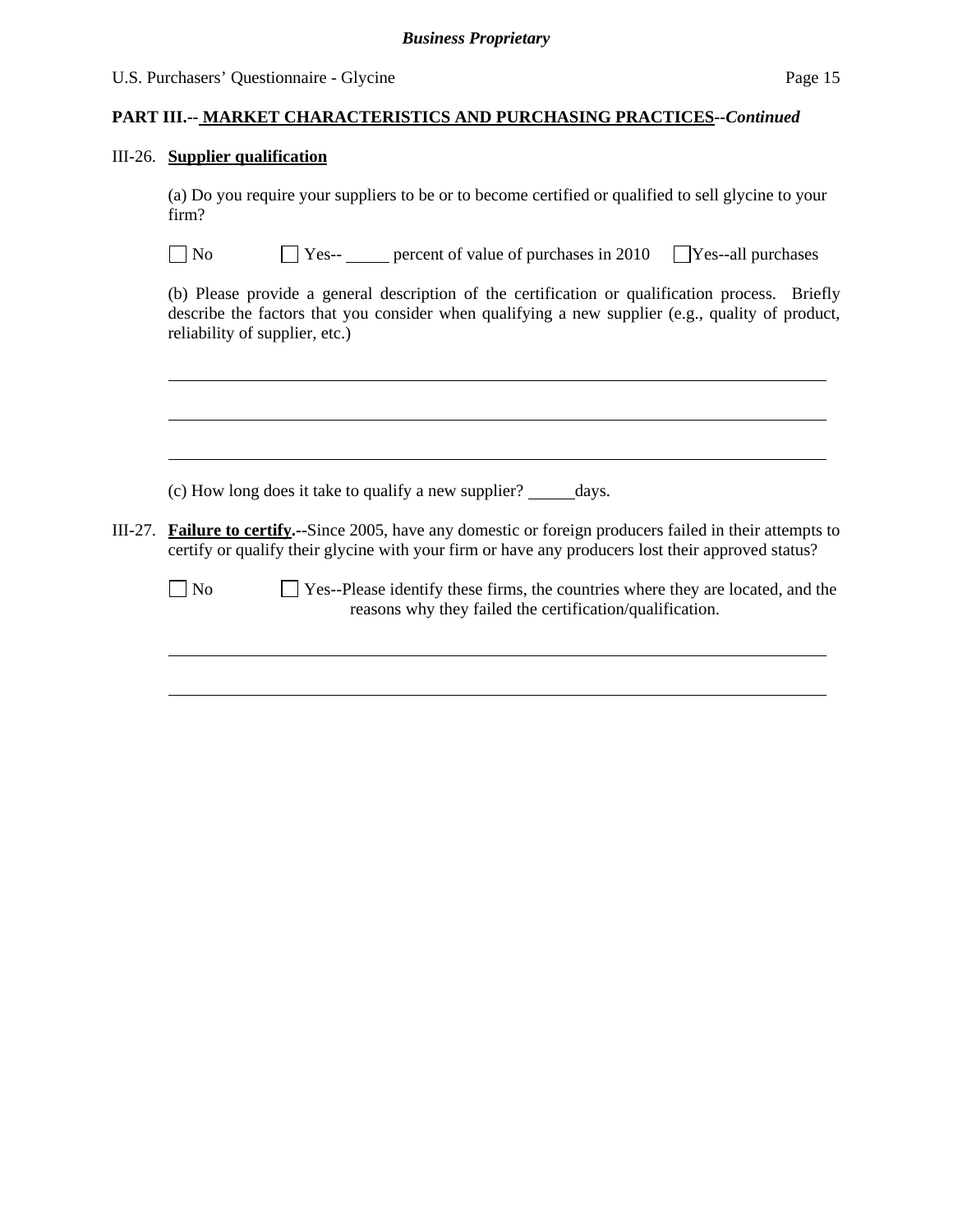## PART III.-- MARKET CHARACTERISTICS AND PURCHASING PRACTICES--*Continued*

III-26. **Supplier qualification**

(a) Do you require your suppliers to be or to become certified or qualified to sell glycine to your firm?

☐ No ☐ Yes-- _____ percent of value of purchases in 2010 ☐ Yes--all purchases

(b) Please provide a general description of the certification or qualification process. Briefly describe the factors that you consider when qualifying a new supplier (e.g., quality of product, reliability of supplier, etc.)

______________________________________________________________________________

______________________________________________________________________________

______________________________________________________________________________

(c) How long does it take to qualify a new supplier? _____days.

III-27. **Failure to certify.**--Since 2005, have any domestic or foreign producers failed in their attempts to certify or qualify their glycine with your firm or have any producers lost their approved status?

☐ No ☐ Yes--Please identify these firms, the countries where they are located, and the reasons why they failed the certification/qualification.

______________________________________________________________________________

______________________________________________________________________________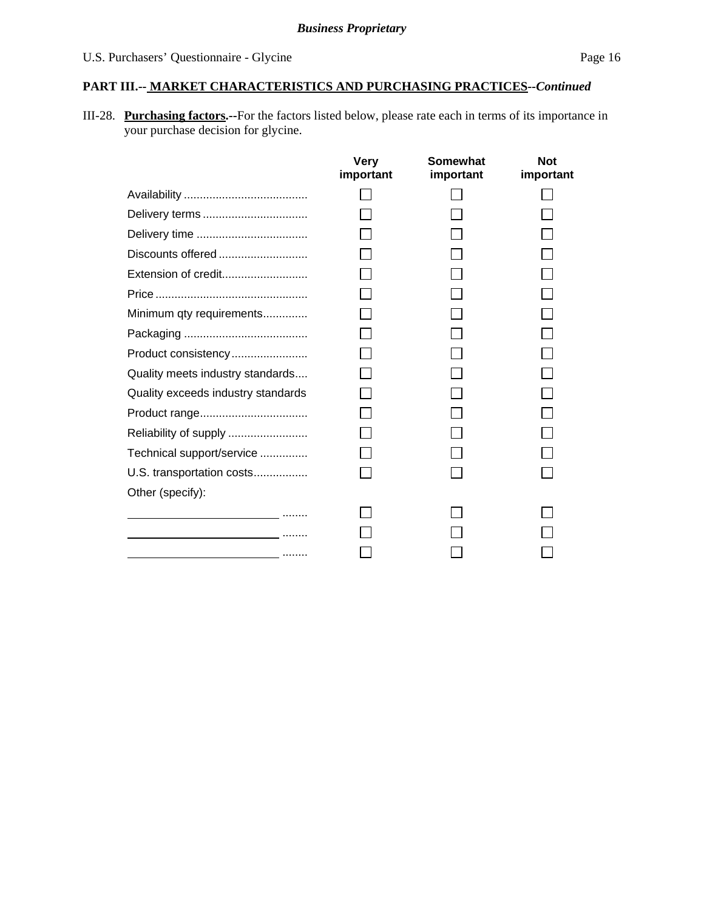**PART III.-- MARKET CHARACTERISTICS AND PURCHASING PRACTICES--*Continued***

III-28. **Purchasing factors.--**For the factors listed below, please rate each in terms of its importance in your purchase decision for glycine.

| | Very important | Somewhat important | Not important |
|---|---|---|---|
| Availability | ☐ | ☐ | ☐ |
| Delivery terms | ☐ | ☐ | ☐ |
| Delivery time | ☐ | ☐ | ☐ |
| Discounts offered | ☐ | ☐ | ☐ |
| Extension of credit | ☐ | ☐ | ☐ |
| Price | ☐ | ☐ | ☐ |
| Minimum qty requirements | ☐ | ☐ | ☐ |
| Packaging | ☐ | ☐ | ☐ |
| Product consistency | ☐ | ☐ | ☐ |
| Quality meets industry standards | ☐ | ☐ | ☐ |
| Quality exceeds industry standards | ☐ | ☐ | ☐ |
| Product range | ☐ | ☐ | ☐ |
| Reliability of supply | ☐ | ☐ | ☐ |
| Technical support/service | ☐ | ☐ | ☐ |
| U.S. transportation costs | ☐ | ☐ | ☐ |
| Other (specify): | | | |
| ____________________ | ☐ | ☐ | ☐ |
| ____________________ | ☐ | ☐ | ☐ |
| ____________________ | ☐ | ☐ | ☐ |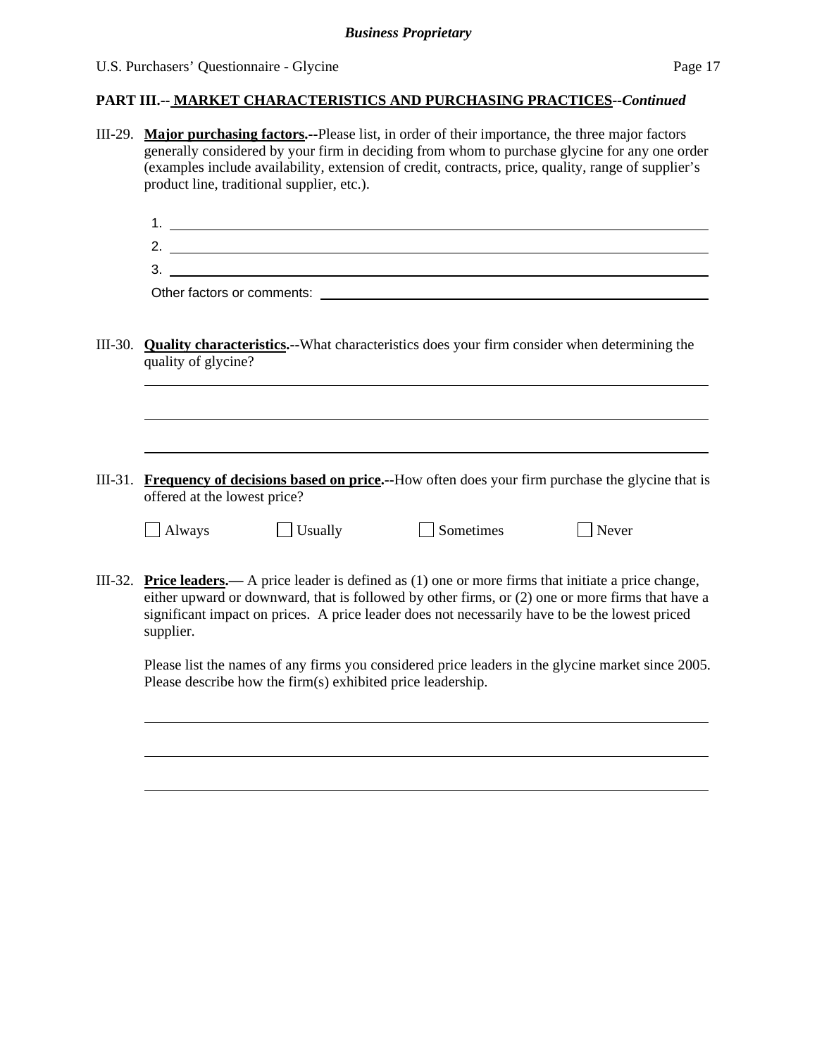**PART III.-- MARKET CHARACTERISTICS AND PURCHASING PRACTICES--*Continued***

III-29. **Major purchasing factors.**--Please list, in order of their importance, the three major factors generally considered by your firm in deciding from whom to purchase glycine for any one order (examples include availability, extension of credit, contracts, price, quality, range of supplier's product line, traditional supplier, etc.).

1. ______________________________
2. ______________________________
3. ______________________________

Other factors or comments: ______________________________

III-30. **Quality characteristics.**--What characteristics does your firm consider when determining the quality of glycine?

______________________________

______________________________

______________________________

III-31. **Frequency of decisions based on price.**--How often does your firm purchase the glycine that is offered at the lowest price?

☐ Always ☐ Usually ☐ Sometimes ☐ Never

III-32. **Price leaders.**— A price leader is defined as (1) one or more firms that initiate a price change, either upward or downward, that is followed by other firms, or (2) one or more firms that have a significant impact on prices. A price leader does not necessarily have to be the lowest priced supplier.

Please list the names of any firms you considered price leaders in the glycine market since 2005. Please describe how the firm(s) exhibited price leadership.

______________________________

______________________________

______________________________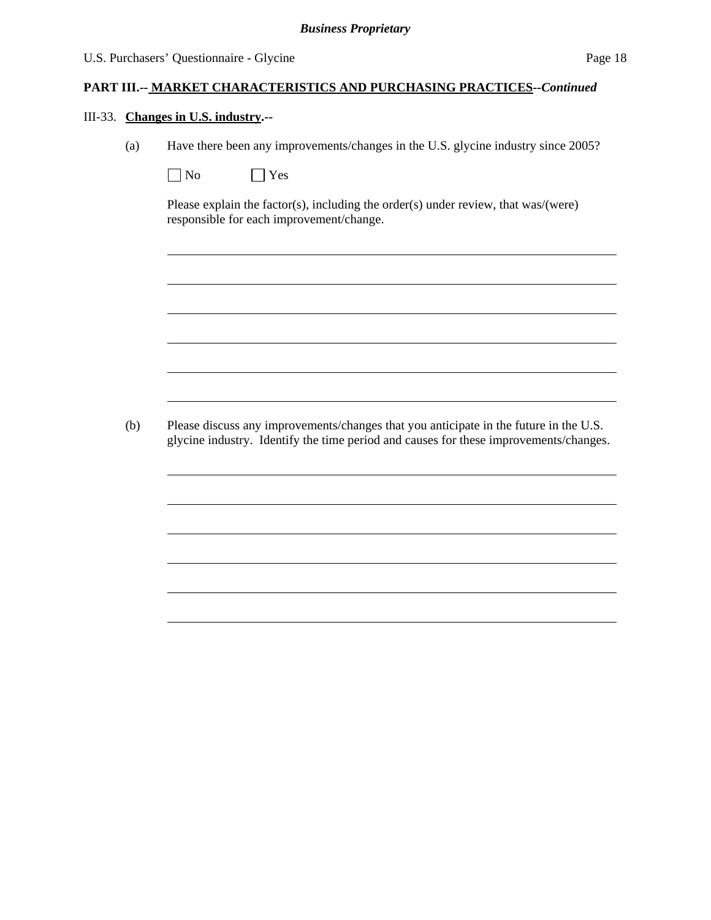**PART III.-- MARKET CHARACTERISTICS AND PURCHASING PRACTICES--*Continued***

III-33. **Changes in U.S. industry.--**

(a) Have there been any improvements/changes in the U.S. glycine industry since 2005?

☐ No ☐ Yes

Please explain the factor(s), including the order(s) under review, that was/(were) responsible for each improvement/change.

______________________________________________________________________

______________________________________________________________________

______________________________________________________________________

______________________________________________________________________

______________________________________________________________________

______________________________________________________________________

(b) Please discuss any improvements/changes that you anticipate in the future in the U.S. glycine industry. Identify the time period and causes for these improvements/changes.

______________________________________________________________________

______________________________________________________________________

______________________________________________________________________

______________________________________________________________________

______________________________________________________________________

______________________________________________________________________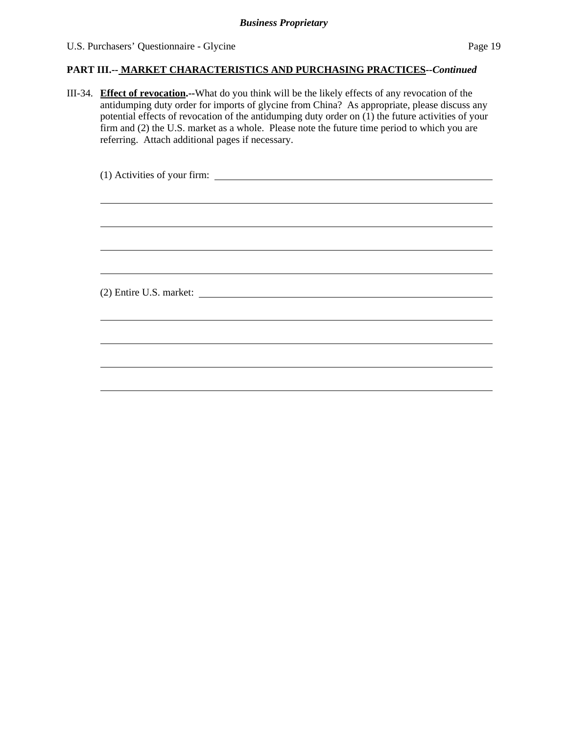## PART III.-- MARKET CHARACTERISTICS AND PURCHASING PRACTICES--*Continued*

III-34. **Effect of revocation.--**What do you think will be the likely effects of any revocation of the antidumping duty order for imports of glycine from China? As appropriate, please discuss any potential effects of revocation of the antidumping duty order on (1) the future activities of your firm and (2) the U.S. market as a whole. Please note the future time period to which you are referring. Attach additional pages if necessary.

(1) Activities of your firm: ______________________________________________

______________________________________________

______________________________________________

______________________________________________

______________________________________________

(2) Entire U.S. market: ______________________________________________

______________________________________________

______________________________________________

______________________________________________

______________________________________________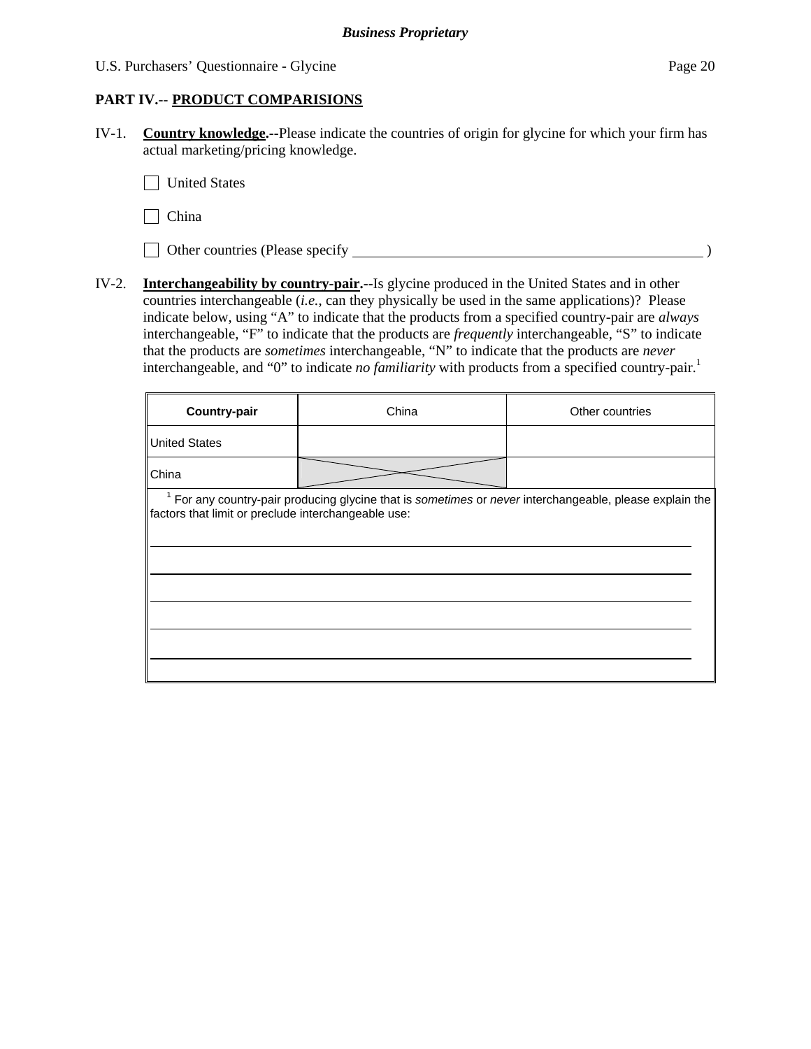**Business Proprietary**

U.S. Purchasers' Questionnaire - Glycine

## PART IV.-- PRODUCT COMPARISIONS

IV-1. **Country knowledge.**--Please indicate the countries of origin for glycine for which your firm has actual marketing/pricing knowledge.

- ☐ United States
- ☐ China
- ☐ Other countries (Please specify ________________________________________ )

IV-2. **Interchangeability by country-pair.**--Is glycine produced in the United States and in other countries interchangeable (*i.e.*, can they physically be used in the same applications)? Please indicate below, using "A" to indicate that the products from a specified country-pair are *always* interchangeable, "F" to indicate that the products are *frequently* interchangeable, "S" to indicate that the products are *sometimes* interchangeable, "N" to indicate that the products are *never* interchangeable, and "0" to indicate *no familiarity* with products from a specified country-pair.[1]

| **Country-pair** | China | Other countries |
|---|---|---|
| United States | | |
| China | X | |

[1] For any country-pair producing glycine that is *sometimes* or *never* interchangeable, please explain the factors that limit or preclude interchangeable use:

________________________________________

________________________________________

________________________________________

________________________________________

________________________________________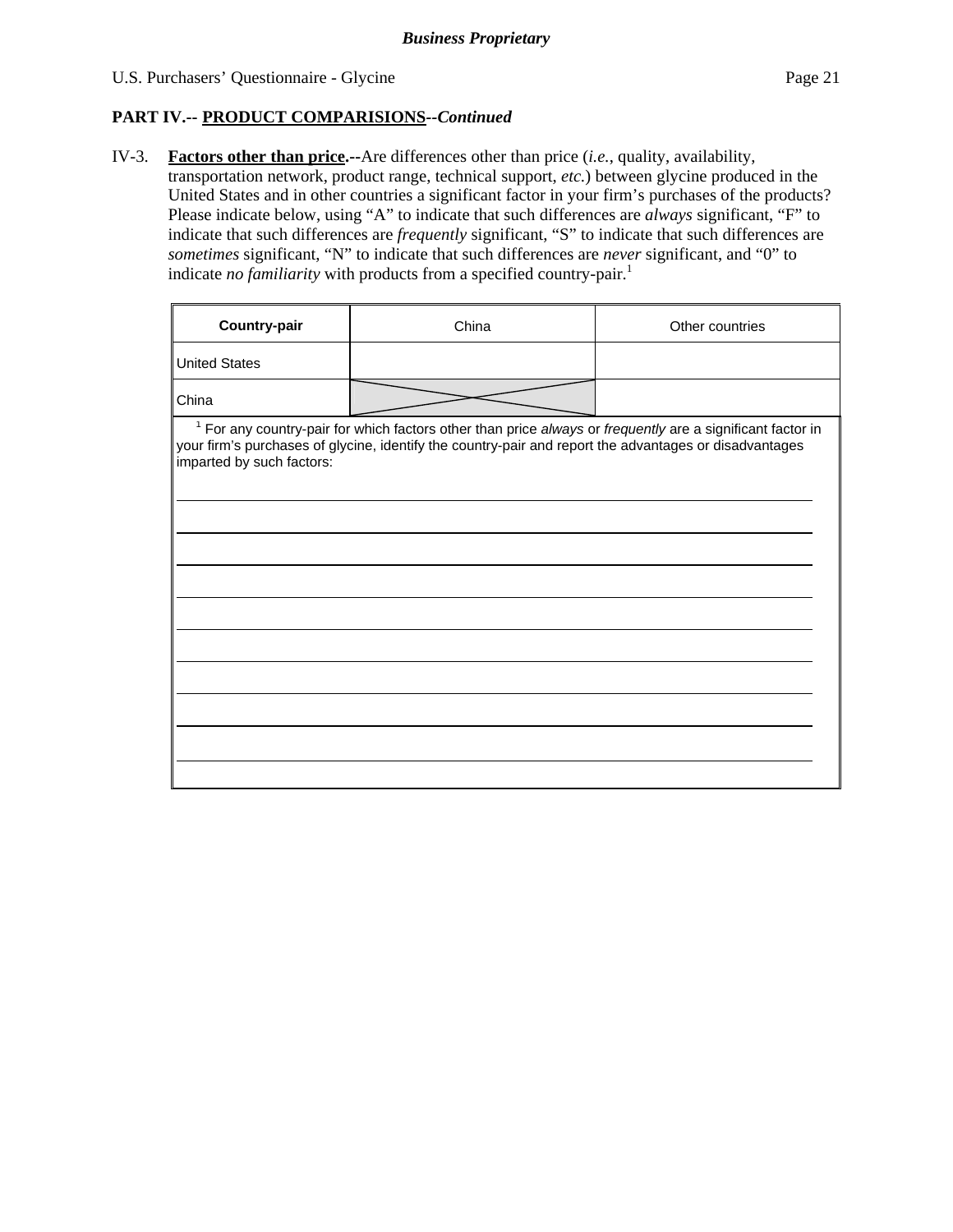**Business Proprietary**

U.S. Purchasers' Questionnaire - Glycine

**PART IV.-- PRODUCT COMPARISIONS--*Continued***

IV-3. **Factors other than price.--**Are differences other than price (*i.e.*, quality, availability, transportation network, product range, technical support, *etc.*) between glycine produced in the United States and in other countries a significant factor in your firm's purchases of the products? Please indicate below, using "A" to indicate that such differences are *always* significant, "F" to indicate that such differences are *frequently* significant, "S" to indicate that such differences are *sometimes* significant, "N" to indicate that such differences are *never* significant, and "0" to indicate *no familiarity* with products from a specified country-pair.[1]

| **Country-pair** | China | Other countries |
|---|---|---|
| United States | | |
| China | X | |

[1] For any country-pair for which factors other than price *always* or *frequently* are a significant factor in your firm's purchases of glycine, identify the country-pair and report the advantages or disadvantages imparted by such factors:

______________________________________________________________________

______________________________________________________________________

______________________________________________________________________

______________________________________________________________________

______________________________________________________________________

______________________________________________________________________

______________________________________________________________________

______________________________________________________________________

______________________________________________________________________

______________________________________________________________________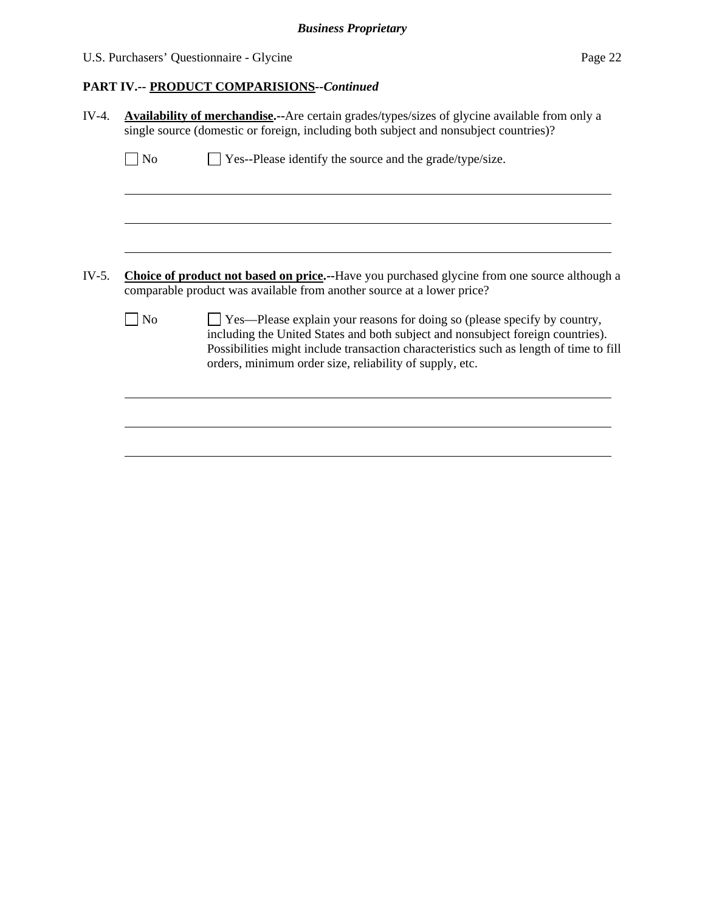**PART IV.-- PRODUCT COMPARISIONS--*Continued***

IV-4. **Availability of merchandise.--**Are certain grades/types/sizes of glycine available from only a single source (domestic or foreign, including both subject and nonsubject countries)?

☐ No ☐ Yes--Please identify the source and the grade/type/size.

\_\_\_\_\_\_\_\_\_\_\_\_\_\_\_\_\_\_\_\_\_\_\_\_\_\_\_\_\_\_\_\_\_\_\_\_\_\_\_\_\_\_\_\_\_\_\_\_\_\_\_\_\_\_\_\_\_\_\_\_\_\_\_\_\_\_\_\_\_\_

\_\_\_\_\_\_\_\_\_\_\_\_\_\_\_\_\_\_\_\_\_\_\_\_\_\_\_\_\_\_\_\_\_\_\_\_\_\_\_\_\_\_\_\_\_\_\_\_\_\_\_\_\_\_\_\_\_\_\_\_\_\_\_\_\_\_\_\_\_\_

\_\_\_\_\_\_\_\_\_\_\_\_\_\_\_\_\_\_\_\_\_\_\_\_\_\_\_\_\_\_\_\_\_\_\_\_\_\_\_\_\_\_\_\_\_\_\_\_\_\_\_\_\_\_\_\_\_\_\_\_\_\_\_\_\_\_\_\_\_\_

IV-5. **Choice of product not based on price.--**Have you purchased glycine from one source although a comparable product was available from another source at a lower price?

☐ No ☐ Yes—Please explain your reasons for doing so (please specify by country, including the United States and both subject and nonsubject foreign countries). Possibilities might include transaction characteristics such as length of time to fill orders, minimum order size, reliability of supply, etc.

\_\_\_\_\_\_\_\_\_\_\_\_\_\_\_\_\_\_\_\_\_\_\_\_\_\_\_\_\_\_\_\_\_\_\_\_\_\_\_\_\_\_\_\_\_\_\_\_\_\_\_\_\_\_\_\_\_\_\_\_\_\_\_\_\_\_\_\_\_\_

\_\_\_\_\_\_\_\_\_\_\_\_\_\_\_\_\_\_\_\_\_\_\_\_\_\_\_\_\_\_\_\_\_\_\_\_\_\_\_\_\_\_\_\_\_\_\_\_\_\_\_\_\_\_\_\_\_\_\_\_\_\_\_\_\_\_\_\_\_\_

\_\_\_\_\_\_\_\_\_\_\_\_\_\_\_\_\_\_\_\_\_\_\_\_\_\_\_\_\_\_\_\_\_\_\_\_\_\_\_\_\_\_\_\_\_\_\_\_\_\_\_\_\_\_\_\_\_\_\_\_\_\_\_\_\_\_\_\_\_\_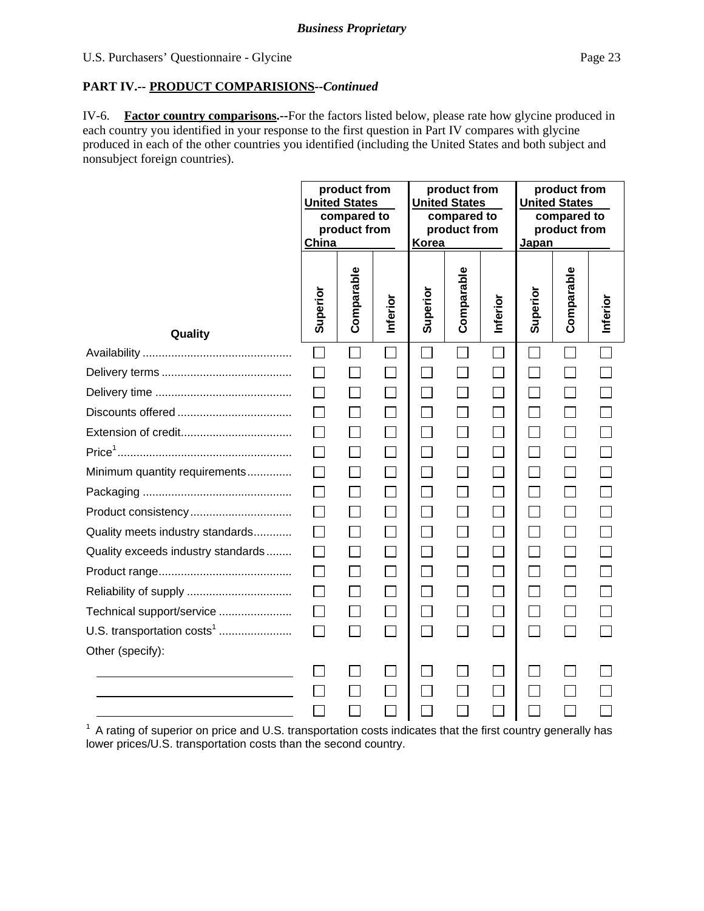**Business Proprietary**

U.S. Purchasers' Questionnaire - Glycine

**PART IV.-- PRODUCT COMPARISIONS--*Continued***

IV-6. **Factor country comparisons.--**For the factors listed below, please rate how glycine produced in each country you identified in your response to the first question in Part IV compares with glycine produced in each of the other countries you identified (including the United States and both subject and nonsubject foreign countries).

| | product from United States compared to product from China | | | product from United States compared to product from Korea | | | product from United States compared to product from Japan | | |
|---|---|---|---|---|---|---|---|---|---|
| **Quality** | **Superior** | **Comparable** | **Inferior** | **Superior** | **Comparable** | **Inferior** | **Superior** | **Comparable** | **Inferior** |
| Availability | ☐ | ☐ | ☐ | ☐ | ☐ | ☐ | ☐ | ☐ | ☐ |
| Delivery terms | ☐ | ☐ | ☐ | ☐ | ☐ | ☐ | ☐ | ☐ | ☐ |
| Delivery time | ☐ | ☐ | ☐ | ☐ | ☐ | ☐ | ☐ | ☐ | ☐ |
| Discounts offered | ☐ | ☐ | ☐ | ☐ | ☐ | ☐ | ☐ | ☐ | ☐ |
| Extension of credit | ☐ | ☐ | ☐ | ☐ | ☐ | ☐ | ☐ | ☐ | ☐ |
| Price[1] | ☐ | ☐ | ☐ | ☐ | ☐ | ☐ | ☐ | ☐ | ☐ |
| Minimum quantity requirements | ☐ | ☐ | ☐ | ☐ | ☐ | ☐ | ☐ | ☐ | ☐ |
| Packaging | ☐ | ☐ | ☐ | ☐ | ☐ | ☐ | ☐ | ☐ | ☐ |
| Product consistency | ☐ | ☐ | ☐ | ☐ | ☐ | ☐ | ☐ | ☐ | ☐ |
| Quality meets industry standards | ☐ | ☐ | ☐ | ☐ | ☐ | ☐ | ☐ | ☐ | ☐ |
| Quality exceeds industry standards | ☐ | ☐ | ☐ | ☐ | ☐ | ☐ | ☐ | ☐ | ☐ |
| Product range | ☐ | ☐ | ☐ | ☐ | ☐ | ☐ | ☐ | ☐ | ☐ |
| Reliability of supply | ☐ | ☐ | ☐ | ☐ | ☐ | ☐ | ☐ | ☐ | ☐ |
| Technical support/service | ☐ | ☐ | ☐ | ☐ | ☐ | ☐ | ☐ | ☐ | ☐ |
| U.S. transportation costs[1] | ☐ | ☐ | ☐ | ☐ | ☐ | ☐ | ☐ | ☐ | ☐ |
| Other (specify): | | | | | | | | | |
| ______________________ | ☐ | ☐ | ☐ | ☐ | ☐ | ☐ | ☐ | ☐ | ☐ |
| ______________________ | ☐ | ☐ | ☐ | ☐ | ☐ | ☐ | ☐ | ☐ | ☐ |
| ______________________ | ☐ | ☐ | ☐ | ☐ | ☐ | ☐ | ☐ | ☐ | ☐ |

[1] A rating of superior on price and U.S. transportation costs indicates that the first country generally has lower prices/U.S. transportation costs than the second country.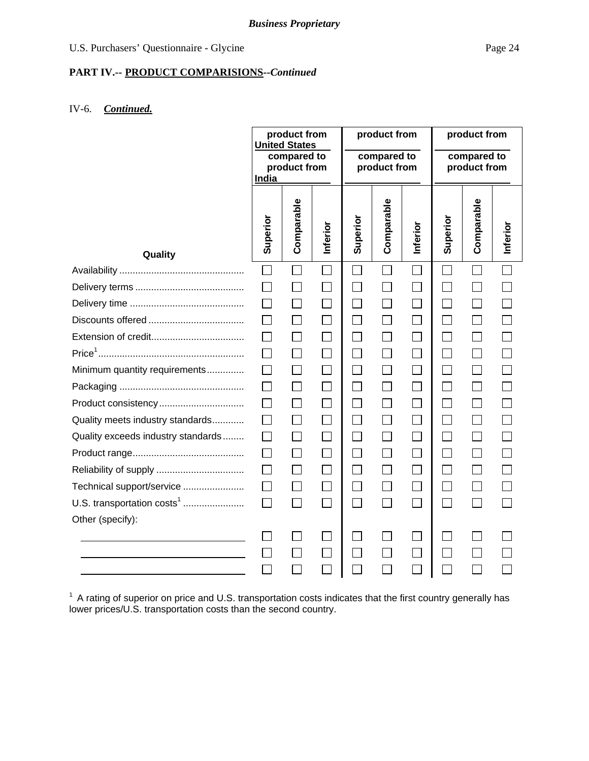*Business Proprietary*

U.S. Purchasers' Questionnaire - Glycine

**PART IV.-- PRODUCT COMPARISIONS--*Continued***

IV-6. ***Continued.***

| Quality | product from United States compared to product from India | | | product from ______ compared to product from ______ | | | product from ______ compared to product from ______ | | |
|---|---|---|---|---|---|---|---|---|---|
| | Superior | Comparable | Inferior | Superior | Comparable | Inferior | Superior | Comparable | Inferior |
| Availability | ☐ | ☐ | ☐ | ☐ | ☐ | ☐ | ☐ | ☐ | ☐ |
| Delivery terms | ☐ | ☐ | ☐ | ☐ | ☐ | ☐ | ☐ | ☐ | ☐ |
| Delivery time | ☐ | ☐ | ☐ | ☐ | ☐ | ☐ | ☐ | ☐ | ☐ |
| Discounts offered | ☐ | ☐ | ☐ | ☐ | ☐ | ☐ | ☐ | ☐ | ☐ |
| Extension of credit | ☐ | ☐ | ☐ | ☐ | ☐ | ☐ | ☐ | ☐ | ☐ |
| Price[1] | ☐ | ☐ | ☐ | ☐ | ☐ | ☐ | ☐ | ☐ | ☐ |
| Minimum quantity requirements | ☐ | ☐ | ☐ | ☐ | ☐ | ☐ | ☐ | ☐ | ☐ |
| Packaging | ☐ | ☐ | ☐ | ☐ | ☐ | ☐ | ☐ | ☐ | ☐ |
| Product consistency | ☐ | ☐ | ☐ | ☐ | ☐ | ☐ | ☐ | ☐ | ☐ |
| Quality meets industry standards | ☐ | ☐ | ☐ | ☐ | ☐ | ☐ | ☐ | ☐ | ☐ |
| Quality exceeds industry standards | ☐ | ☐ | ☐ | ☐ | ☐ | ☐ | ☐ | ☐ | ☐ |
| Product range | ☐ | ☐ | ☐ | ☐ | ☐ | ☐ | ☐ | ☐ | ☐ |
| Reliability of supply | ☐ | ☐ | ☐ | ☐ | ☐ | ☐ | ☐ | ☐ | ☐ |
| Technical support/service | ☐ | ☐ | ☐ | ☐ | ☐ | ☐ | ☐ | ☐ | ☐ |
| U.S. transportation costs[1] | ☐ | ☐ | ☐ | ☐ | ☐ | ☐ | ☐ | ☐ | ☐ |
| Other (specify): | | | | | | | | | |
| ______ | ☐ | ☐ | ☐ | ☐ | ☐ | ☐ | ☐ | ☐ | ☐ |
| ______ | ☐ | ☐ | ☐ | ☐ | ☐ | ☐ | ☐ | ☐ | ☐ |
| ______ | ☐ | ☐ | ☐ | ☐ | ☐ | ☐ | ☐ | ☐ | ☐ |

[1] A rating of superior on price and U.S. transportation costs indicates that the first country generally has lower prices/U.S. transportation costs than the second country.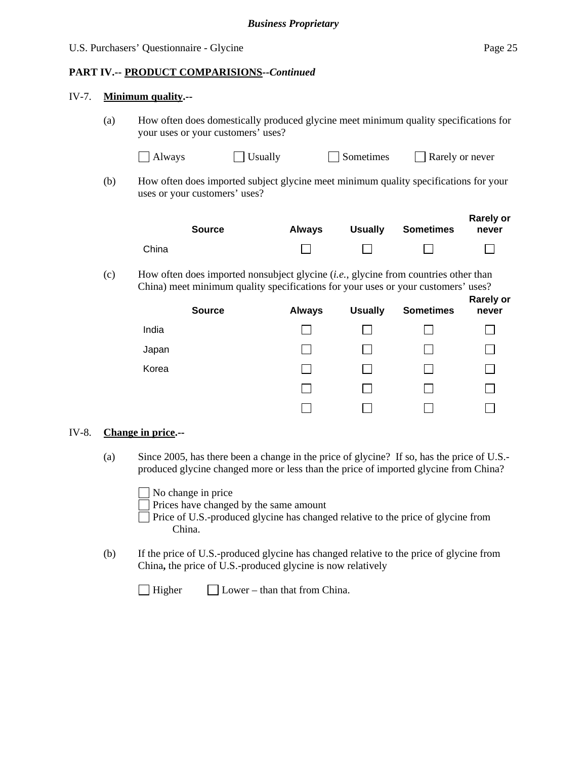*Business Proprietary*

**PART IV.-- PRODUCT COMPARISIONS--*Continued***

IV-7. **Minimum quality.--**

(a) How often does domestically produced glycine meet minimum quality specifications for your uses or your customers' uses?

☐ Always ☐ Usually ☐ Sometimes ☐ Rarely or never

(b) How often does imported subject glycine meet minimum quality specifications for your uses or your customers' uses?

| Source | Always | Usually | Sometimes | Rarely or never |
|---|---|---|---|---|
| China | ☐ | ☐ | ☐ | ☐ |

(c) How often does imported nonsubject glycine (*i.e.*, glycine from countries other than China) meet minimum quality specifications for your uses or your customers' uses?

| Source | Always | Usually | Sometimes | Rarely or never |
|---|---|---|---|---|
| India | ☐ | ☐ | ☐ | ☐ |
| Japan | ☐ | ☐ | ☐ | ☐ |
| Korea | ☐ | ☐ | ☐ | ☐ |
| | ☐ | ☐ | ☐ | ☐ |
| | ☐ | ☐ | ☐ | ☐ |

IV-8. **Change in price.--**

(a) Since 2005, has there been a change in the price of glycine? If so, has the price of U.S.-produced glycine changed more or less than the price of imported glycine from China?

☐ No change in price
☐ Prices have changed by the same amount
☐ Price of U.S.-produced glycine has changed relative to the price of glycine from China.

(b) If the price of U.S.-produced glycine has changed relative to the price of glycine from China**,** the price of U.S.-produced glycine is now relatively

☐ Higher ☐ Lower – than that from China.